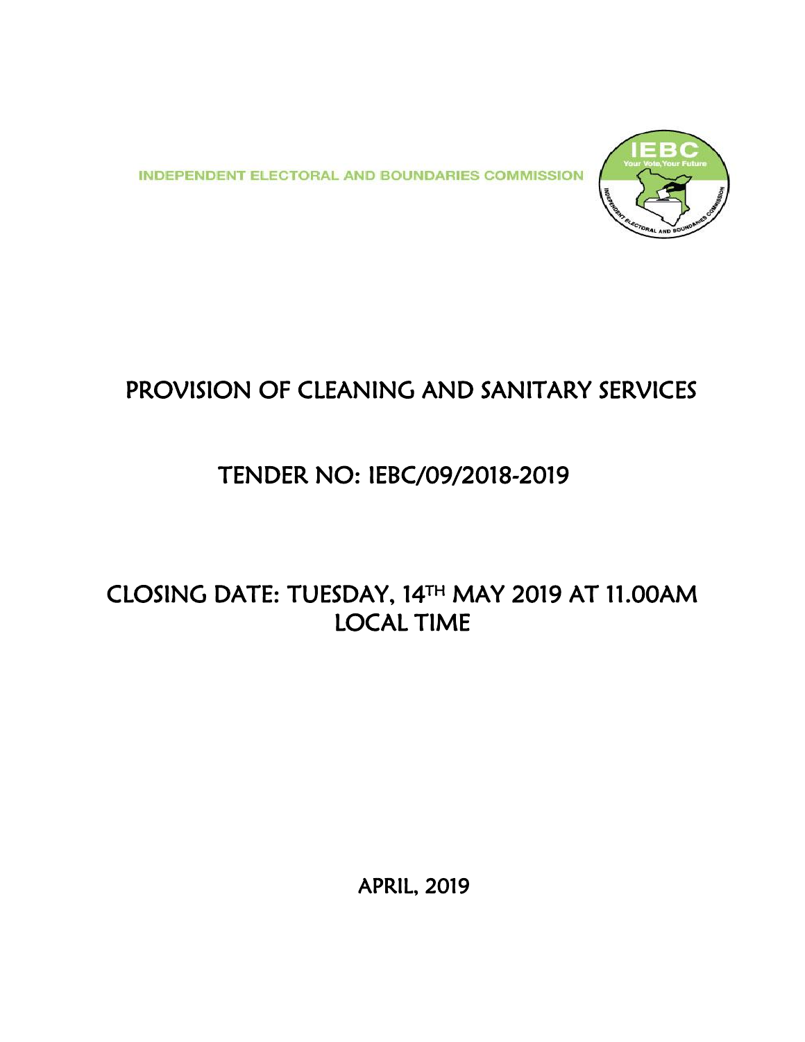INDEPENDENT ELECTORAL AND BOUNDARIES COMMISSION

# PROVISION OF CLEANING AND SANITARY SERVICES

# TENDER NO: IEBC/09/2018-2019

# CLOSING DATE: TUESDAY, 14TH MAY 2019 AT 11.00AM LOCAL TIME

APRIL, 2019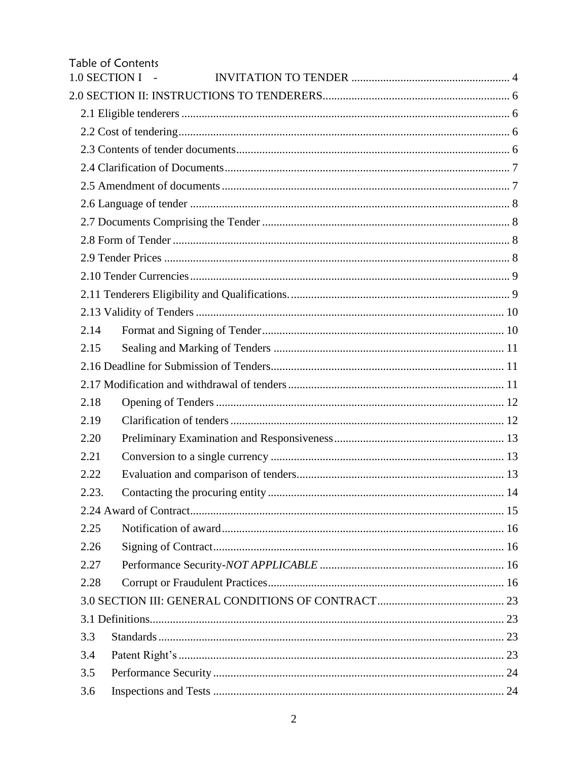# Table of Contents

1.0 SECTION I - INVITATION TO TENDER ...... 4

2.0 SECTION II: INSTRUCTIONS TO TENDERERS ...... 6

- 2.1 Eligible tenderers ...... 6
- 2.2 Cost of tendering ...... 6
- 2.3 Contents of tender documents ...... 6
- 2.4 Clarification of Documents ...... 7
- 2.5 Amendment of documents ...... 7
- 2.6 Language of tender ...... 8
- 2.7 Documents Comprising the Tender ...... 8
- 2.8 Form of Tender ...... 8
- 2.9 Tender Prices ...... 8
- 2.10 Tender Currencies ...... 9
- 2.11 Tenderers Eligibility and Qualifications. ...... 9
- 2.13 Validity of Tenders ...... 10
- 2.14 Format and Signing of Tender ...... 10
- 2.15 Sealing and Marking of Tenders ...... 11
- 2.16 Deadline for Submission of Tenders ...... 11
- 2.17 Modification and withdrawal of tenders ...... 11
- 2.18 Opening of Tenders ...... 12
- 2.19 Clarification of tenders ...... 12
- 2.20 Preliminary Examination and Responsiveness ...... 13
- 2.21 Conversion to a single currency ...... 13
- 2.22 Evaluation and comparison of tenders ...... 13
- 2.23. Contacting the procuring entity ...... 14
- 2.24 Award of Contract ...... 15
- 2.25 Notification of award ...... 16
- 2.26 Signing of Contract ...... 16
- 2.27 Performance Security-*NOT APPLICABLE* ...... 16
- 2.28 Corrupt or Fraudulent Practices ...... 16

3.0 SECTION III: GENERAL CONDITIONS OF CONTRACT ...... 23

- 3.1 Definitions ...... 23
- 3.3 Standards ...... 23
- 3.4 Patent Right's ...... 23
- 3.5 Performance Security ...... 24
- 3.6 Inspections and Tests ...... 24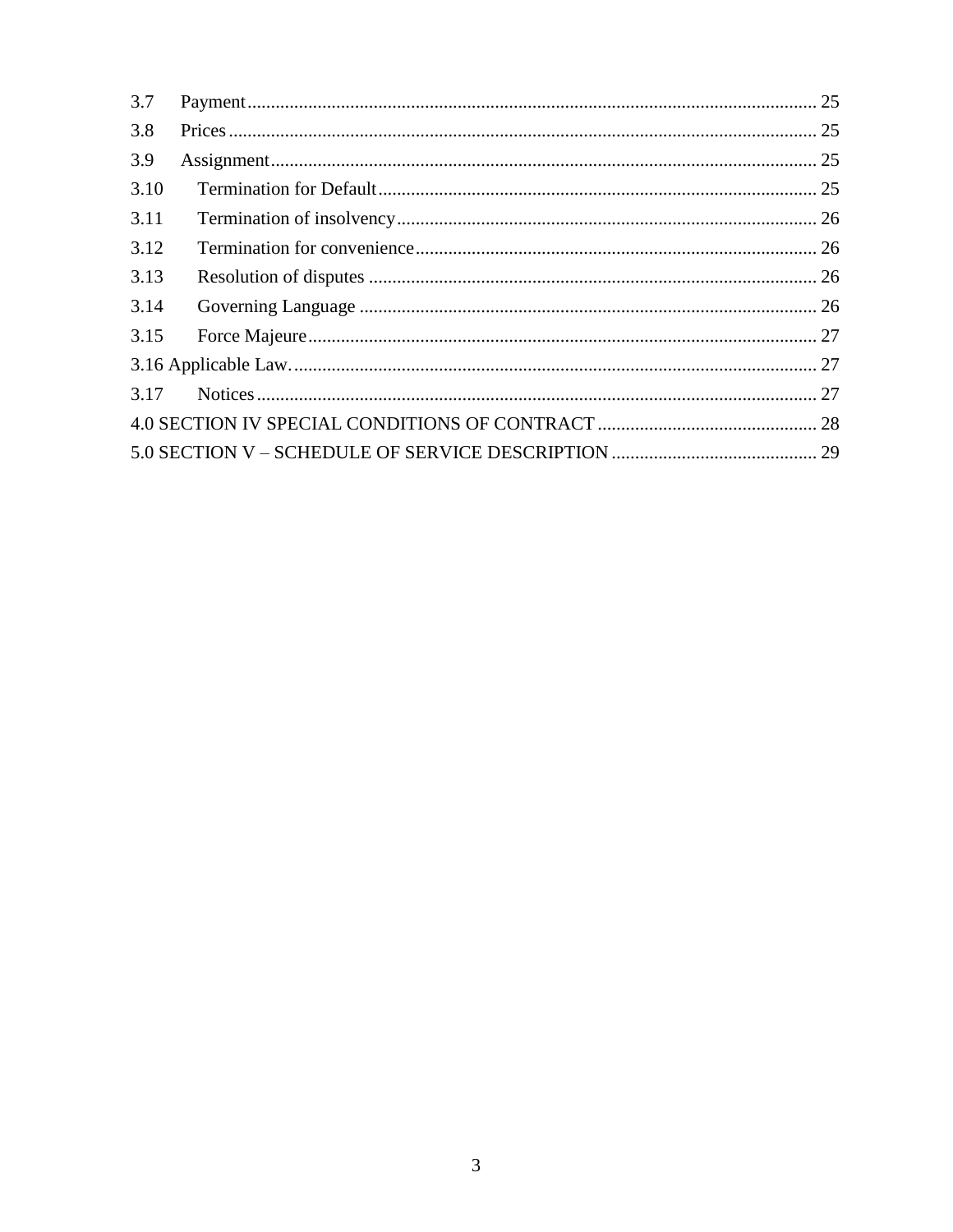3.7 Payment ........................................................................................................................ 25

3.8 Prices ............................................................................................................................ 25

3.9 Assignment .................................................................................................................... 25

3.10 Termination for Default ............................................................................................. 25

3.11 Termination of insolvency ......................................................................................... 26

3.12 Termination for convenience ..................................................................................... 26

3.13 Resolution of disputes ............................................................................................... 26

3.14 Governing Language ................................................................................................. 26

3.15 Force Majeure ............................................................................................................ 27

3.16 Applicable Law. ............................................................................................................... 27

3.17 Notices ....................................................................................................................... 27

4.0 SECTION IV SPECIAL CONDITIONS OF CONTRACT ............................................... 28

5.0 SECTION V – SCHEDULE OF SERVICE DESCRIPTION ............................................ 29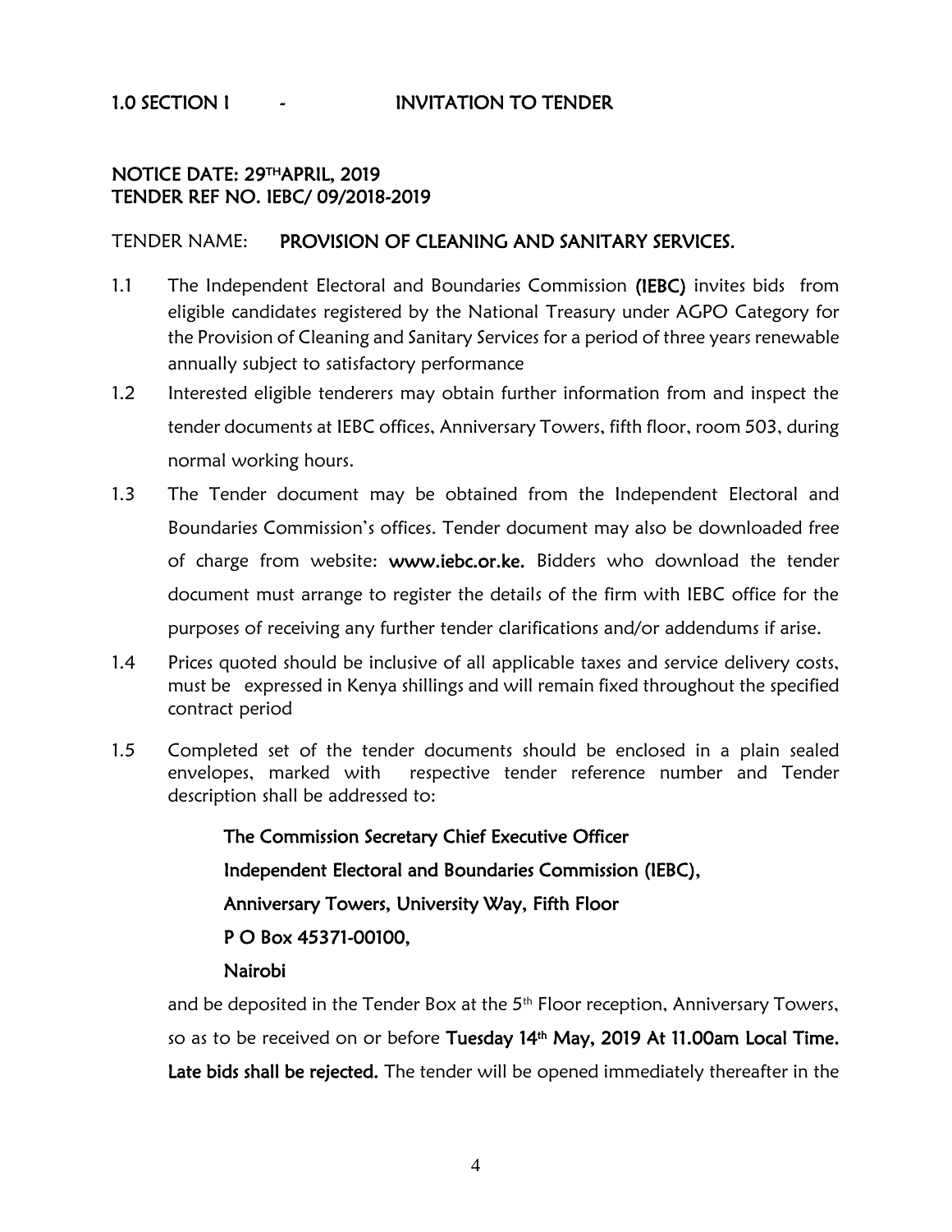# 1.0 SECTION I - INVITATION TO TENDER

**NOTICE DATE: 29TH APRIL, 2019**
**TENDER REF NO. IEBC/ 09/2018-2019**

TENDER NAME: **PROVISION OF CLEANING AND SANITARY SERVICES.**

1.1 The Independent Electoral and Boundaries Commission **(IEBC)** invites bids from eligible candidates registered by the National Treasury under AGPO Category for the Provision of Cleaning and Sanitary Services for a period of three years renewable annually subject to satisfactory performance

1.2 Interested eligible tenderers may obtain further information from and inspect the tender documents at IEBC offices, Anniversary Towers, fifth floor, room 503, during normal working hours.

1.3 The Tender document may be obtained from the Independent Electoral and Boundaries Commission's offices. Tender document may also be downloaded free of charge from website: **www.iebc.or.ke.** Bidders who download the tender document must arrange to register the details of the firm with IEBC office for the purposes of receiving any further tender clarifications and/or addendums if arise.

1.4 Prices quoted should be inclusive of all applicable taxes and service delivery costs, must be expressed in Kenya shillings and will remain fixed throughout the specified contract period

1.5 Completed set of the tender documents should be enclosed in a plain sealed envelopes, marked with respective tender reference number and Tender description shall be addressed to:

**The Commission Secretary Chief Executive Officer**
**Independent Electoral and Boundaries Commission (IEBC),**
**Anniversary Towers, University Way, Fifth Floor**
**P O Box 45371-00100,**
**Nairobi**

and be deposited in the Tender Box at the 5th Floor reception, Anniversary Towers, so as to be received on or before **Tuesday 14th May, 2019 At 11.00am Local Time. Late bids shall be rejected.** The tender will be opened immediately thereafter in the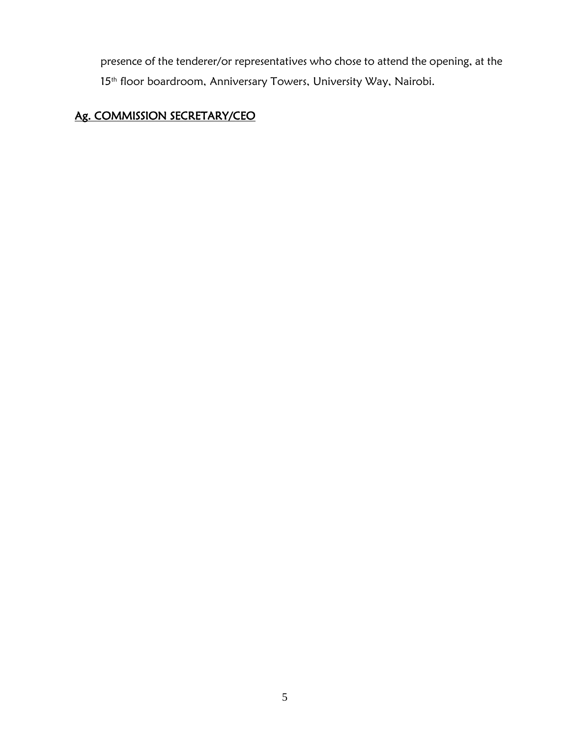presence of the tenderer/or representatives who chose to attend the opening, at the 15th floor boardroom, Anniversary Towers, University Way, Nairobi.

**Ag. COMMISSION SECRETARY/CEO**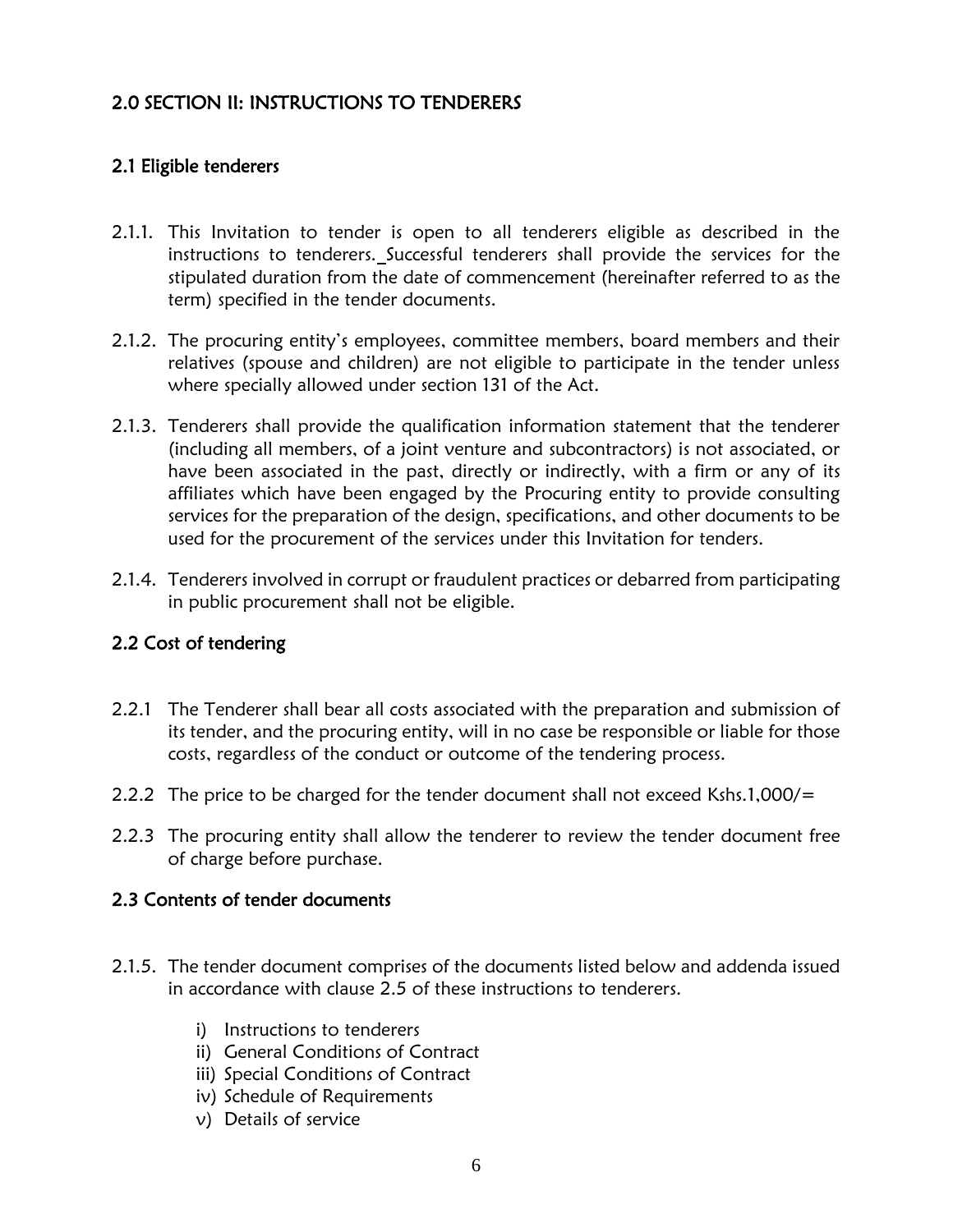## 2.0 SECTION II: INSTRUCTIONS TO TENDERERS

### 2.1 Eligible tenderers

2.1.1. This Invitation to tender is open to all tenderers eligible as described in the instructions to tenderers. Successful tenderers shall provide the services for the stipulated duration from the date of commencement (hereinafter referred to as the term) specified in the tender documents.

2.1.2. The procuring entity's employees, committee members, board members and their relatives (spouse and children) are not eligible to participate in the tender unless where specially allowed under section 131 of the Act.

2.1.3. Tenderers shall provide the qualification information statement that the tenderer (including all members, of a joint venture and subcontractors) is not associated, or have been associated in the past, directly or indirectly, with a firm or any of its affiliates which have been engaged by the Procuring entity to provide consulting services for the preparation of the design, specifications, and other documents to be used for the procurement of the services under this Invitation for tenders.

2.1.4. Tenderers involved in corrupt or fraudulent practices or debarred from participating in public procurement shall not be eligible.

### 2.2 Cost of tendering

2.2.1 The Tenderer shall bear all costs associated with the preparation and submission of its tender, and the procuring entity, will in no case be responsible or liable for those costs, regardless of the conduct or outcome of the tendering process.

2.2.2 The price to be charged for the tender document shall not exceed Kshs.1,000/=

2.2.3 The procuring entity shall allow the tenderer to review the tender document free of charge before purchase.

### 2.3 Contents of tender documents

2.1.5. The tender document comprises of the documents listed below and addenda issued in accordance with clause 2.5 of these instructions to tenderers.

i) Instructions to tenderers
ii) General Conditions of Contract
iii) Special Conditions of Contract
iv) Schedule of Requirements
v) Details of service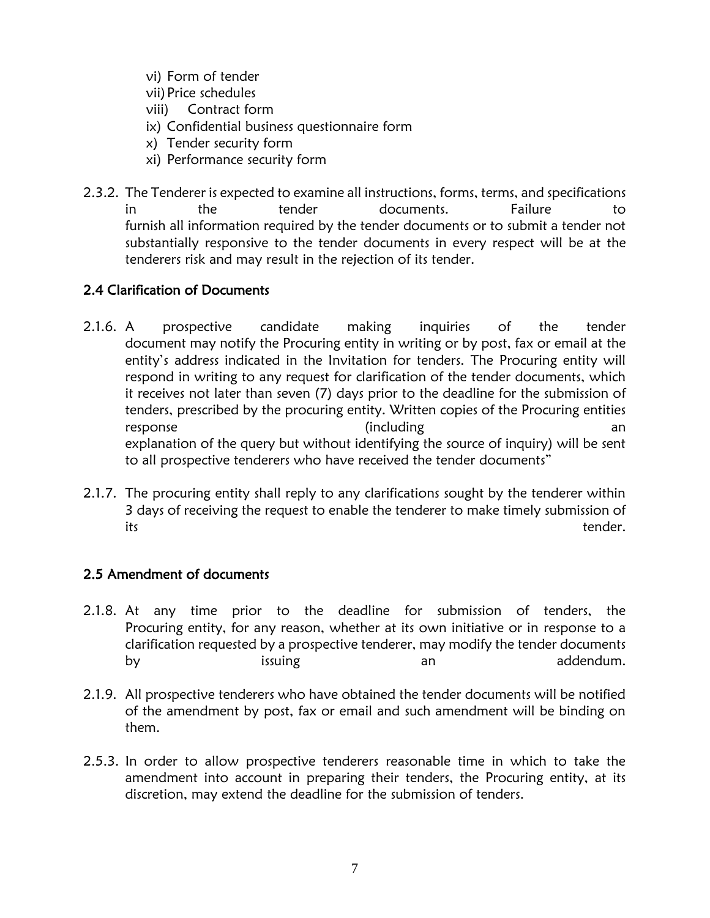vi) Form of tender
vii) Price schedules
viii) Contract form
ix) Confidential business questionnaire form
x) Tender security form
xi) Performance security form

2.3.2. The Tenderer is expected to examine all instructions, forms, terms, and specifications in the tender documents. Failure to furnish all information required by the tender documents or to submit a tender not substantially responsive to the tender documents in every respect will be at the tenderers risk and may result in the rejection of its tender.

## 2.4 Clarification of Documents

2.1.6. A prospective candidate making inquiries of the tender document may notify the Procuring entity in writing or by post, fax or email at the entity's address indicated in the Invitation for tenders. The Procuring entity will respond in writing to any request for clarification of the tender documents, which it receives not later than seven (7) days prior to the deadline for the submission of tenders, prescribed by the procuring entity. Written copies of the Procuring entities response (including an explanation of the query but without identifying the source of inquiry) will be sent to all prospective tenderers who have received the tender documents"

2.1.7. The procuring entity shall reply to any clarifications sought by the tenderer within 3 days of receiving the request to enable the tenderer to make timely submission of its tender.

## 2.5 Amendment of documents

2.1.8. At any time prior to the deadline for submission of tenders, the Procuring entity, for any reason, whether at its own initiative or in response to a clarification requested by a prospective tenderer, may modify the tender documents by issuing an addendum.

2.1.9. All prospective tenderers who have obtained the tender documents will be notified of the amendment by post, fax or email and such amendment will be binding on them.

2.5.3. In order to allow prospective tenderers reasonable time in which to take the amendment into account in preparing their tenders, the Procuring entity, at its discretion, may extend the deadline for the submission of tenders.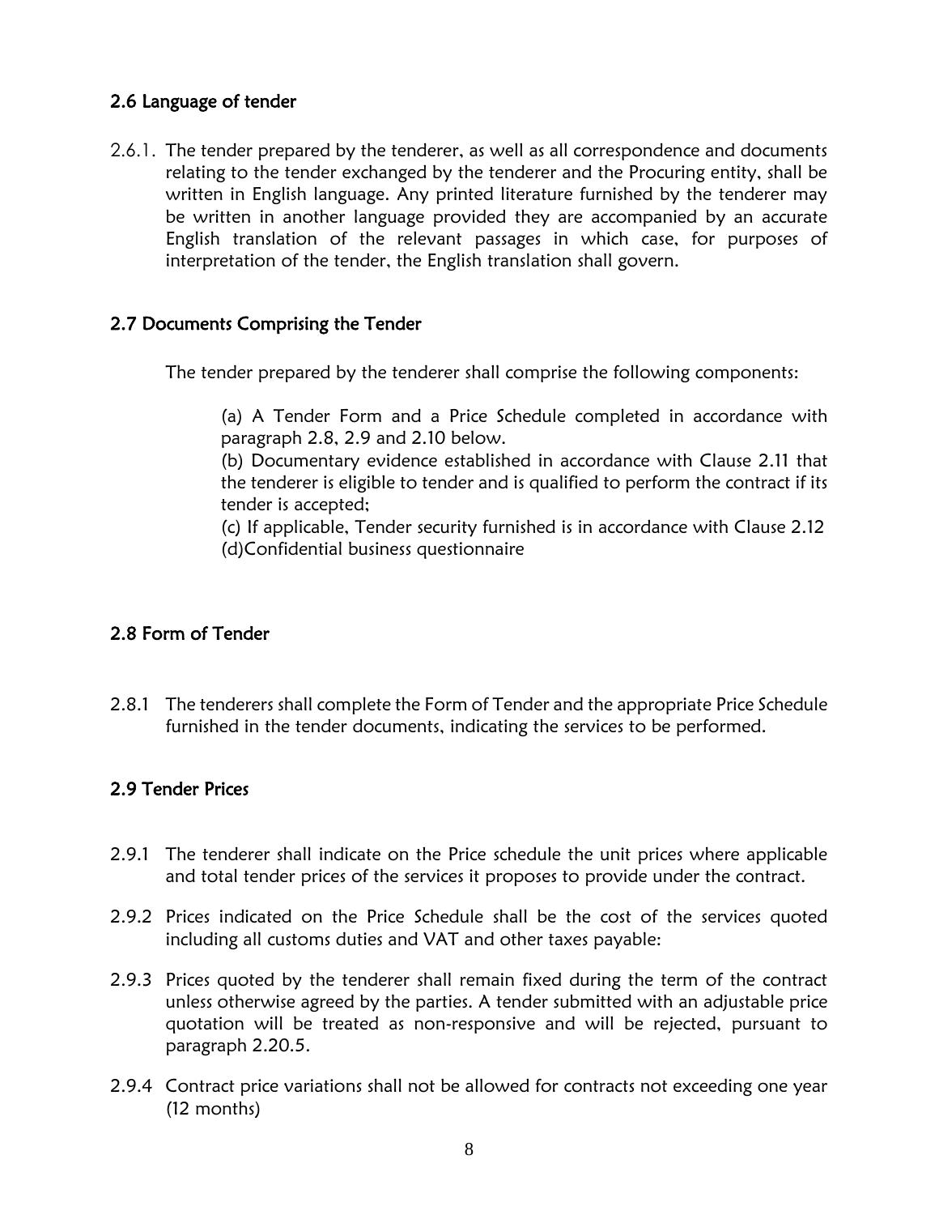## 2.6 Language of tender

2.6.1. The tender prepared by the tenderer, as well as all correspondence and documents relating to the tender exchanged by the tenderer and the Procuring entity, shall be written in English language. Any printed literature furnished by the tenderer may be written in another language provided they are accompanied by an accurate English translation of the relevant passages in which case, for purposes of interpretation of the tender, the English translation shall govern.

## 2.7 Documents Comprising the Tender

The tender prepared by the tenderer shall comprise the following components:

(a) A Tender Form and a Price Schedule completed in accordance with paragraph 2.8, 2.9 and 2.10 below.
(b) Documentary evidence established in accordance with Clause 2.11 that the tenderer is eligible to tender and is qualified to perform the contract if its tender is accepted;
(c) If applicable, Tender security furnished is in accordance with Clause 2.12
(d)Confidential business questionnaire

## 2.8 Form of Tender

2.8.1 The tenderers shall complete the Form of Tender and the appropriate Price Schedule furnished in the tender documents, indicating the services to be performed.

## 2.9 Tender Prices

2.9.1 The tenderer shall indicate on the Price schedule the unit prices where applicable and total tender prices of the services it proposes to provide under the contract.

2.9.2 Prices indicated on the Price Schedule shall be the cost of the services quoted including all customs duties and VAT and other taxes payable:

2.9.3 Prices quoted by the tenderer shall remain fixed during the term of the contract unless otherwise agreed by the parties. A tender submitted with an adjustable price quotation will be treated as non-responsive and will be rejected, pursuant to paragraph 2.20.5.

2.9.4 Contract price variations shall not be allowed for contracts not exceeding one year (12 months)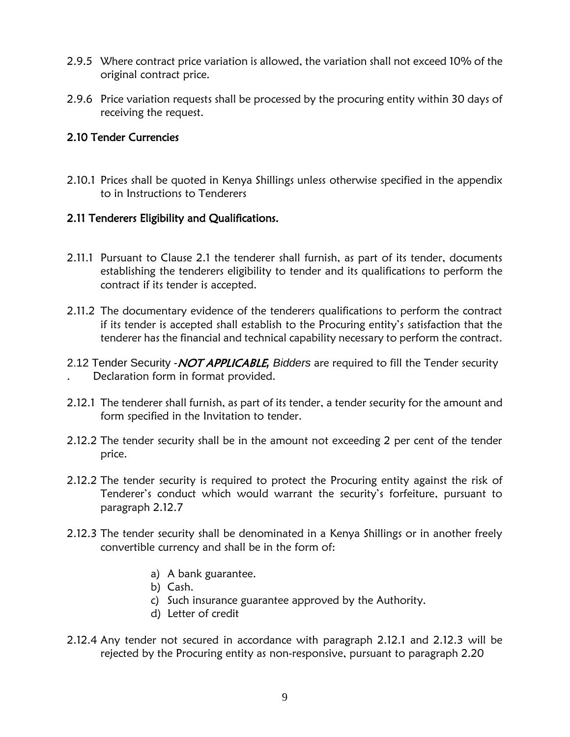2.9.5 Where contract price variation is allowed, the variation shall not exceed 10% of the original contract price.

2.9.6 Price variation requests shall be processed by the procuring entity within 30 days of receiving the request.

## 2.10 Tender Currencies

2.10.1 Prices shall be quoted in Kenya Shillings unless otherwise specified in the appendix to in Instructions to Tenderers

## 2.11 Tenderers Eligibility and Qualifications.

2.11.1 Pursuant to Clause 2.1 the tenderer shall furnish, as part of its tender, documents establishing the tenderers eligibility to tender and its qualifications to perform the contract if its tender is accepted.

2.11.2 The documentary evidence of the tenderers qualifications to perform the contract if its tender is accepted shall establish to the Procuring entity's satisfaction that the tenderer has the financial and technical capability necessary to perform the contract.

2.12 Tender Security -*NOT APPLICABLE, Bidders* are required to fill the Tender security . Declaration form in format provided.

2.12.1 The tenderer shall furnish, as part of its tender, a tender security for the amount and form specified in the Invitation to tender.

2.12.2 The tender security shall be in the amount not exceeding 2 per cent of the tender price.

2.12.2 The tender security is required to protect the Procuring entity against the risk of Tenderer's conduct which would warrant the security's forfeiture, pursuant to paragraph 2.12.7

2.12.3 The tender security shall be denominated in a Kenya Shillings or in another freely convertible currency and shall be in the form of:

a) A bank guarantee.
b) Cash.
c) Such insurance guarantee approved by the Authority.
d) Letter of credit

2.12.4 Any tender not secured in accordance with paragraph 2.12.1 and 2.12.3 will be rejected by the Procuring entity as non-responsive, pursuant to paragraph 2.20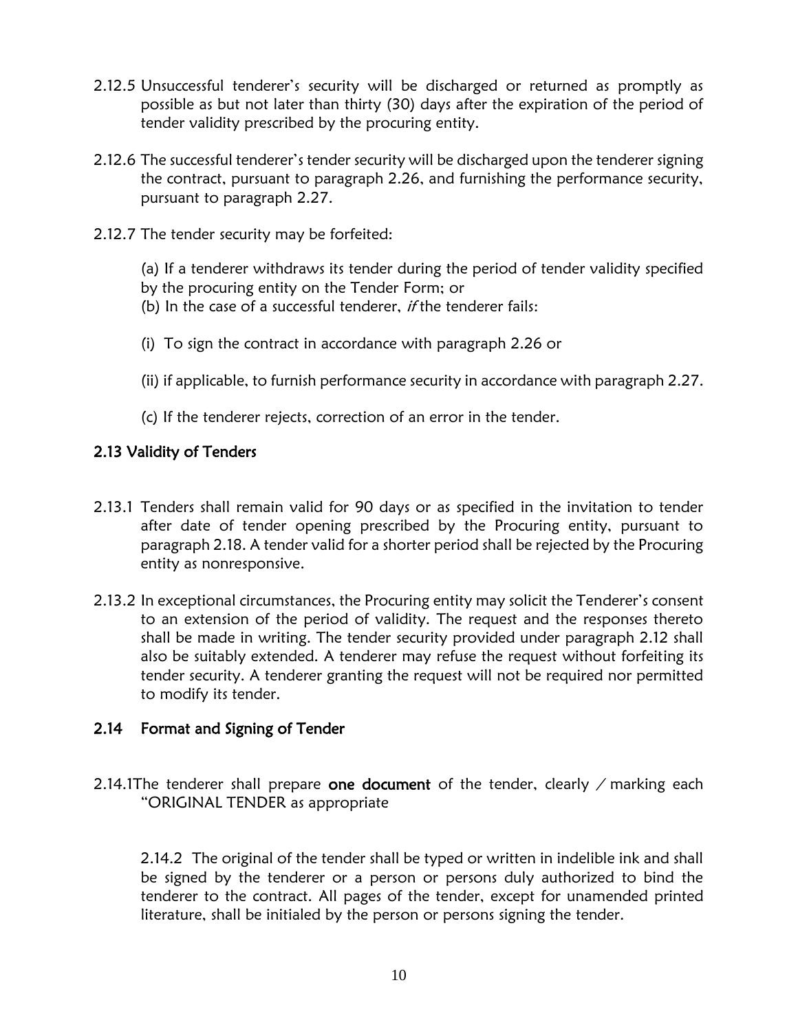2.12.5 Unsuccessful tenderer's security will be discharged or returned as promptly as possible as but not later than thirty (30) days after the expiration of the period of tender validity prescribed by the procuring entity.

2.12.6 The successful tenderer's tender security will be discharged upon the tenderer signing the contract, pursuant to paragraph 2.26, and furnishing the performance security, pursuant to paragraph 2.27.

2.12.7 The tender security may be forfeited:

(a) If a tenderer withdraws its tender during the period of tender validity specified by the procuring entity on the Tender Form; or

(b) In the case of a successful tenderer, *if* the tenderer fails:

(i) To sign the contract in accordance with paragraph 2.26 or

(ii) if applicable, to furnish performance security in accordance with paragraph 2.27.

(c) If the tenderer rejects, correction of an error in the tender.

## 2.13 Validity of Tenders

2.13.1 Tenders shall remain valid for 90 days or as specified in the invitation to tender after date of tender opening prescribed by the Procuring entity, pursuant to paragraph 2.18. A tender valid for a shorter period shall be rejected by the Procuring entity as nonresponsive.

2.13.2 In exceptional circumstances, the Procuring entity may solicit the Tenderer's consent to an extension of the period of validity. The request and the responses thereto shall be made in writing. The tender security provided under paragraph 2.12 shall also be suitably extended. A tenderer may refuse the request without forfeiting its tender security. A tenderer granting the request will not be required nor permitted to modify its tender.

## 2.14 Format and Signing of Tender

2.14.1The tenderer shall prepare **one document** of the tender, clearly / marking each "ORIGINAL TENDER as appropriate

2.14.2 The original of the tender shall be typed or written in indelible ink and shall be signed by the tenderer or a person or persons duly authorized to bind the tenderer to the contract. All pages of the tender, except for unamended printed literature, shall be initialed by the person or persons signing the tender.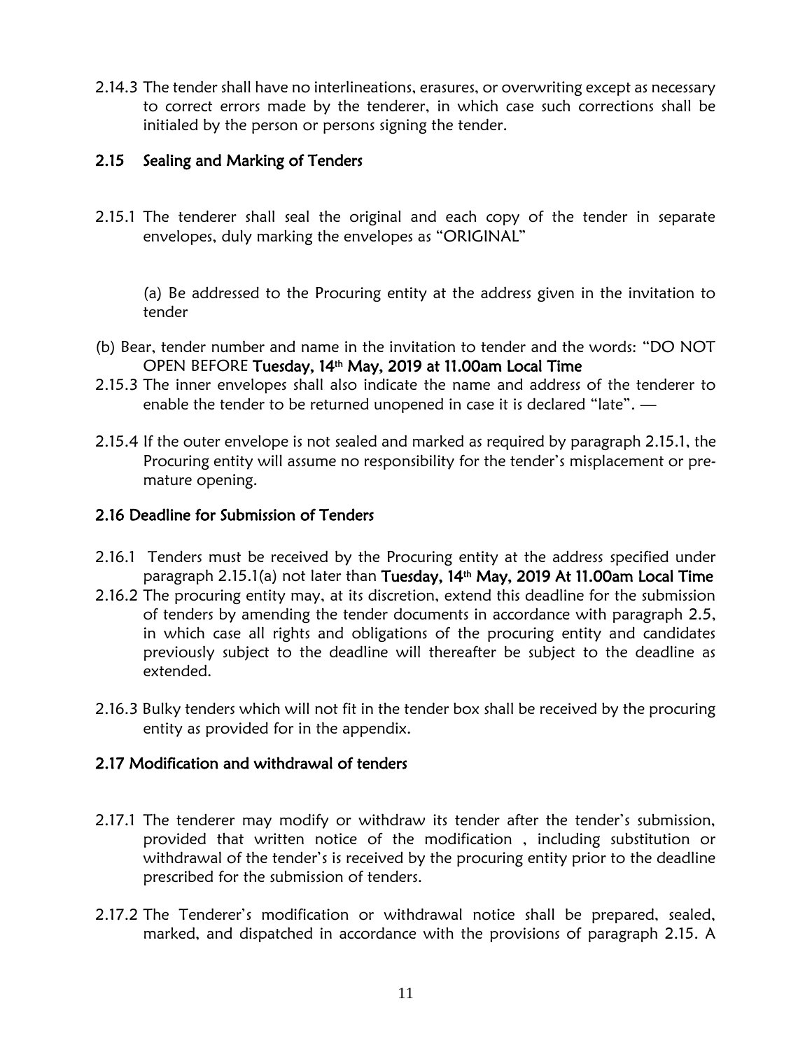2.14.3 The tender shall have no interlineations, erasures, or overwriting except as necessary to correct errors made by the tenderer, in which case such corrections shall be initialed by the person or persons signing the tender.

### 2.15 Sealing and Marking of Tenders

2.15.1 The tenderer shall seal the original and each copy of the tender in separate envelopes, duly marking the envelopes as "ORIGINAL"

(a) Be addressed to the Procuring entity at the address given in the invitation to tender

(b) Bear, tender number and name in the invitation to tender and the words: "DO NOT OPEN BEFORE **Tuesday, 14th May, 2019 at 11.00am Local Time**

2.15.3 The inner envelopes shall also indicate the name and address of the tenderer to enable the tender to be returned unopened in case it is declared "late". —

2.15.4 If the outer envelope is not sealed and marked as required by paragraph 2.15.1, the Procuring entity will assume no responsibility for the tender's misplacement or premature opening.

### 2.16 Deadline for Submission of Tenders

2.16.1 Tenders must be received by the Procuring entity at the address specified under paragraph 2.15.1(a) not later than **Tuesday, 14th May, 2019 At 11.00am Local Time**

2.16.2 The procuring entity may, at its discretion, extend this deadline for the submission of tenders by amending the tender documents in accordance with paragraph 2.5, in which case all rights and obligations of the procuring entity and candidates previously subject to the deadline will thereafter be subject to the deadline as extended.

2.16.3 Bulky tenders which will not fit in the tender box shall be received by the procuring entity as provided for in the appendix.

### 2.17 Modification and withdrawal of tenders

2.17.1 The tenderer may modify or withdraw its tender after the tender's submission, provided that written notice of the modification , including substitution or withdrawal of the tender's is received by the procuring entity prior to the deadline prescribed for the submission of tenders.

2.17.2 The Tenderer's modification or withdrawal notice shall be prepared, sealed, marked, and dispatched in accordance with the provisions of paragraph 2.15. A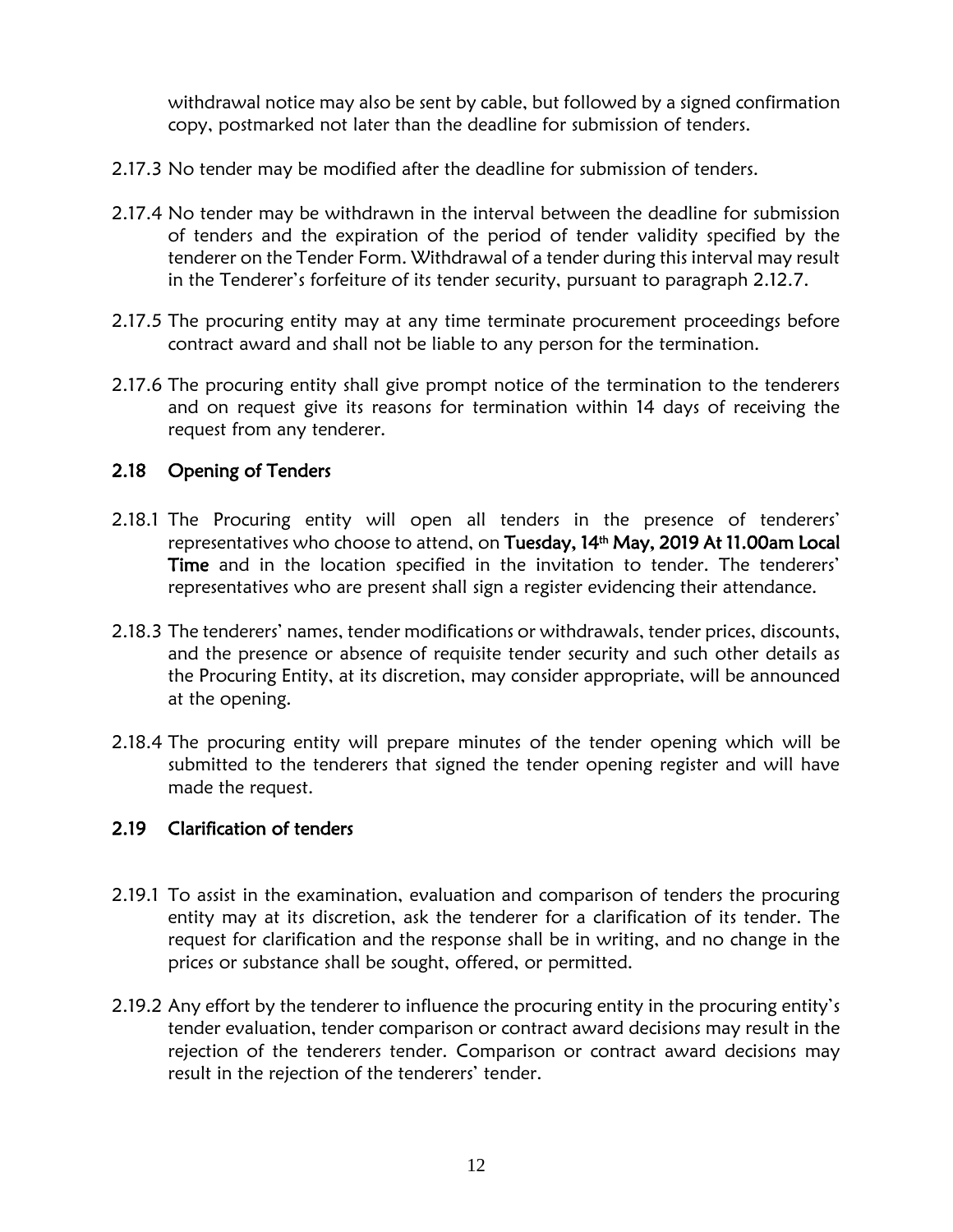withdrawal notice may also be sent by cable, but followed by a signed confirmation copy, postmarked not later than the deadline for submission of tenders.

2.17.3 No tender may be modified after the deadline for submission of tenders.

2.17.4 No tender may be withdrawn in the interval between the deadline for submission of tenders and the expiration of the period of tender validity specified by the tenderer on the Tender Form. Withdrawal of a tender during this interval may result in the Tenderer's forfeiture of its tender security, pursuant to paragraph 2.12.7.

2.17.5 The procuring entity may at any time terminate procurement proceedings before contract award and shall not be liable to any person for the termination.

2.17.6 The procuring entity shall give prompt notice of the termination to the tenderers and on request give its reasons for termination within 14 days of receiving the request from any tenderer.

## 2.18 Opening of Tenders

2.18.1 The Procuring entity will open all tenders in the presence of tenderers' representatives who choose to attend, on **Tuesday, 14th May, 2019 At 11.00am Local Time** and in the location specified in the invitation to tender. The tenderers' representatives who are present shall sign a register evidencing their attendance.

2.18.3 The tenderers' names, tender modifications or withdrawals, tender prices, discounts, and the presence or absence of requisite tender security and such other details as the Procuring Entity, at its discretion, may consider appropriate, will be announced at the opening.

2.18.4 The procuring entity will prepare minutes of the tender opening which will be submitted to the tenderers that signed the tender opening register and will have made the request.

## 2.19 Clarification of tenders

2.19.1 To assist in the examination, evaluation and comparison of tenders the procuring entity may at its discretion, ask the tenderer for a clarification of its tender. The request for clarification and the response shall be in writing, and no change in the prices or substance shall be sought, offered, or permitted.

2.19.2 Any effort by the tenderer to influence the procuring entity in the procuring entity's tender evaluation, tender comparison or contract award decisions may result in the rejection of the tenderers tender. Comparison or contract award decisions may result in the rejection of the tenderers' tender.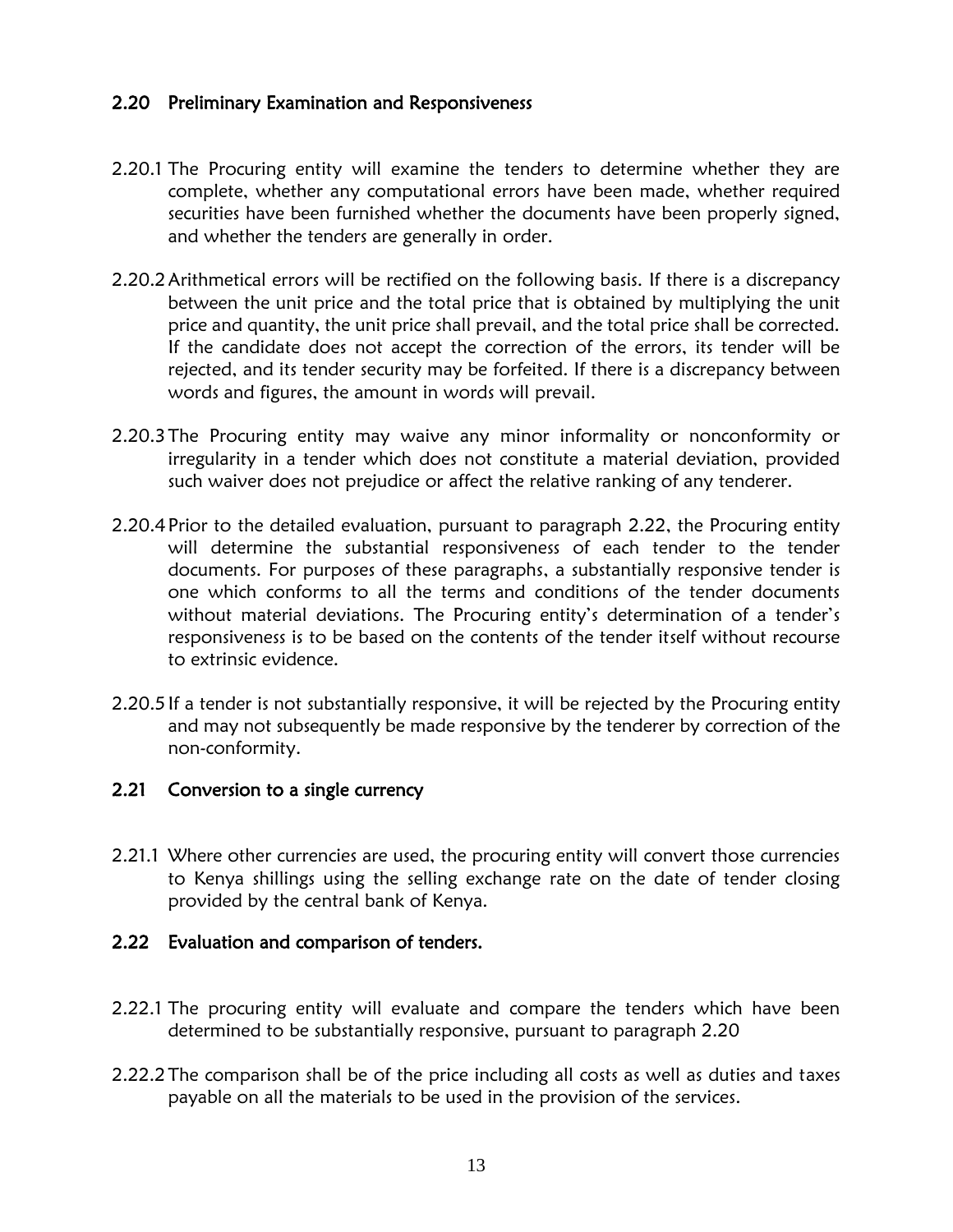### 2.20 Preliminary Examination and Responsiveness

2.20.1 The Procuring entity will examine the tenders to determine whether they are complete, whether any computational errors have been made, whether required securities have been furnished whether the documents have been properly signed, and whether the tenders are generally in order.

2.20.2 Arithmetical errors will be rectified on the following basis. If there is a discrepancy between the unit price and the total price that is obtained by multiplying the unit price and quantity, the unit price shall prevail, and the total price shall be corrected. If the candidate does not accept the correction of the errors, its tender will be rejected, and its tender security may be forfeited. If there is a discrepancy between words and figures, the amount in words will prevail.

2.20.3 The Procuring entity may waive any minor informality or nonconformity or irregularity in a tender which does not constitute a material deviation, provided such waiver does not prejudice or affect the relative ranking of any tenderer.

2.20.4 Prior to the detailed evaluation, pursuant to paragraph 2.22, the Procuring entity will determine the substantial responsiveness of each tender to the tender documents. For purposes of these paragraphs, a substantially responsive tender is one which conforms to all the terms and conditions of the tender documents without material deviations. The Procuring entity's determination of a tender's responsiveness is to be based on the contents of the tender itself without recourse to extrinsic evidence.

2.20.5 If a tender is not substantially responsive, it will be rejected by the Procuring entity and may not subsequently be made responsive by the tenderer by correction of the non-conformity.

### 2.21 Conversion to a single currency

2.21.1 Where other currencies are used, the procuring entity will convert those currencies to Kenya shillings using the selling exchange rate on the date of tender closing provided by the central bank of Kenya.

### 2.22 Evaluation and comparison of tenders.

2.22.1 The procuring entity will evaluate and compare the tenders which have been determined to be substantially responsive, pursuant to paragraph 2.20

2.22.2 The comparison shall be of the price including all costs as well as duties and taxes payable on all the materials to be used in the provision of the services.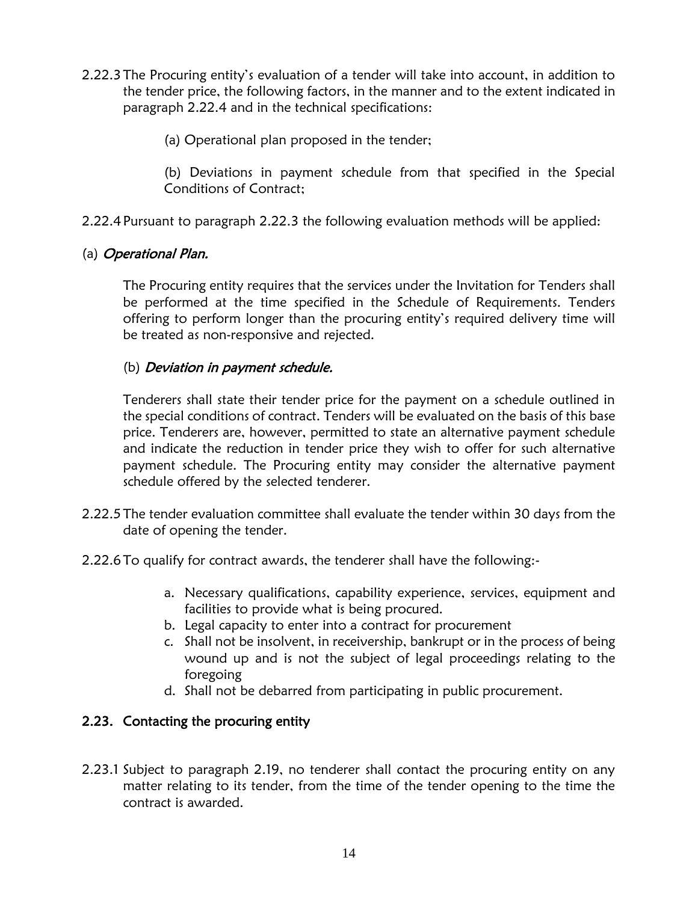2.22.3 The Procuring entity's evaluation of a tender will take into account, in addition to the tender price, the following factors, in the manner and to the extent indicated in paragraph 2.22.4 and in the technical specifications:

(a) Operational plan proposed in the tender;

(b) Deviations in payment schedule from that specified in the Special Conditions of Contract;

2.22.4 Pursuant to paragraph 2.22.3 the following evaluation methods will be applied:

(a) *Operational Plan.*

The Procuring entity requires that the services under the Invitation for Tenders shall be performed at the time specified in the Schedule of Requirements. Tenders offering to perform longer than the procuring entity's required delivery time will be treated as non-responsive and rejected.

(b) *Deviation in payment schedule.*

Tenderers shall state their tender price for the payment on a schedule outlined in the special conditions of contract. Tenders will be evaluated on the basis of this base price. Tenderers are, however, permitted to state an alternative payment schedule and indicate the reduction in tender price they wish to offer for such alternative payment schedule. The Procuring entity may consider the alternative payment schedule offered by the selected tenderer.

2.22.5 The tender evaluation committee shall evaluate the tender within 30 days from the date of opening the tender.

2.22.6 To qualify for contract awards, the tenderer shall have the following:-

a. Necessary qualifications, capability experience, services, equipment and facilities to provide what is being procured.
b. Legal capacity to enter into a contract for procurement
c. Shall not be insolvent, in receivership, bankrupt or in the process of being wound up and is not the subject of legal proceedings relating to the foregoing
d. Shall not be debarred from participating in public procurement.

## 2.23. Contacting the procuring entity

2.23.1 Subject to paragraph 2.19, no tenderer shall contact the procuring entity on any matter relating to its tender, from the time of the tender opening to the time the contract is awarded.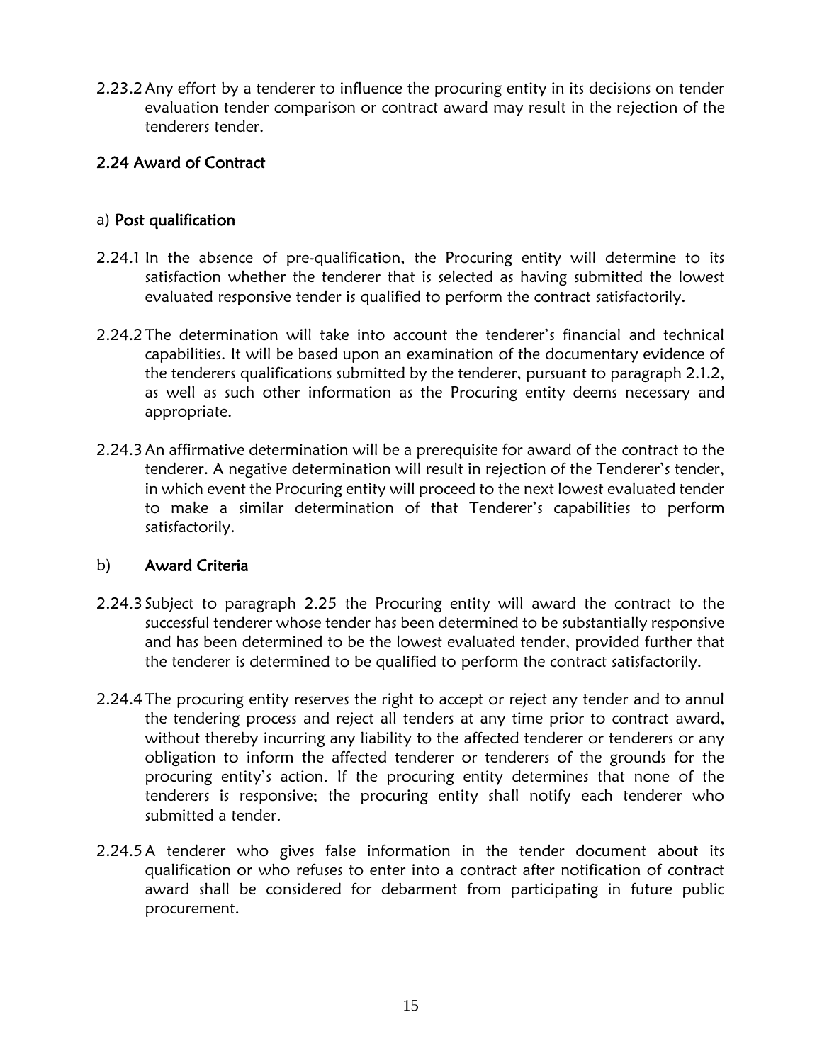2.23.2 Any effort by a tenderer to influence the procuring entity in its decisions on tender evaluation tender comparison or contract award may result in the rejection of the tenderers tender.

## 2.24 Award of Contract

### a) Post qualification

2.24.1 In the absence of pre-qualification, the Procuring entity will determine to its satisfaction whether the tenderer that is selected as having submitted the lowest evaluated responsive tender is qualified to perform the contract satisfactorily.

2.24.2 The determination will take into account the tenderer's financial and technical capabilities. It will be based upon an examination of the documentary evidence of the tenderers qualifications submitted by the tenderer, pursuant to paragraph 2.1.2, as well as such other information as the Procuring entity deems necessary and appropriate.

2.24.3 An affirmative determination will be a prerequisite for award of the contract to the tenderer. A negative determination will result in rejection of the Tenderer's tender, in which event the Procuring entity will proceed to the next lowest evaluated tender to make a similar determination of that Tenderer's capabilities to perform satisfactorily.

### b) Award Criteria

2.24.3 Subject to paragraph 2.25 the Procuring entity will award the contract to the successful tenderer whose tender has been determined to be substantially responsive and has been determined to be the lowest evaluated tender, provided further that the tenderer is determined to be qualified to perform the contract satisfactorily.

2.24.4 The procuring entity reserves the right to accept or reject any tender and to annul the tendering process and reject all tenders at any time prior to contract award, without thereby incurring any liability to the affected tenderer or tenderers or any obligation to inform the affected tenderer or tenderers of the grounds for the procuring entity's action. If the procuring entity determines that none of the tenderers is responsive; the procuring entity shall notify each tenderer who submitted a tender.

2.24.5 A tenderer who gives false information in the tender document about its qualification or who refuses to enter into a contract after notification of contract award shall be considered for debarment from participating in future public procurement.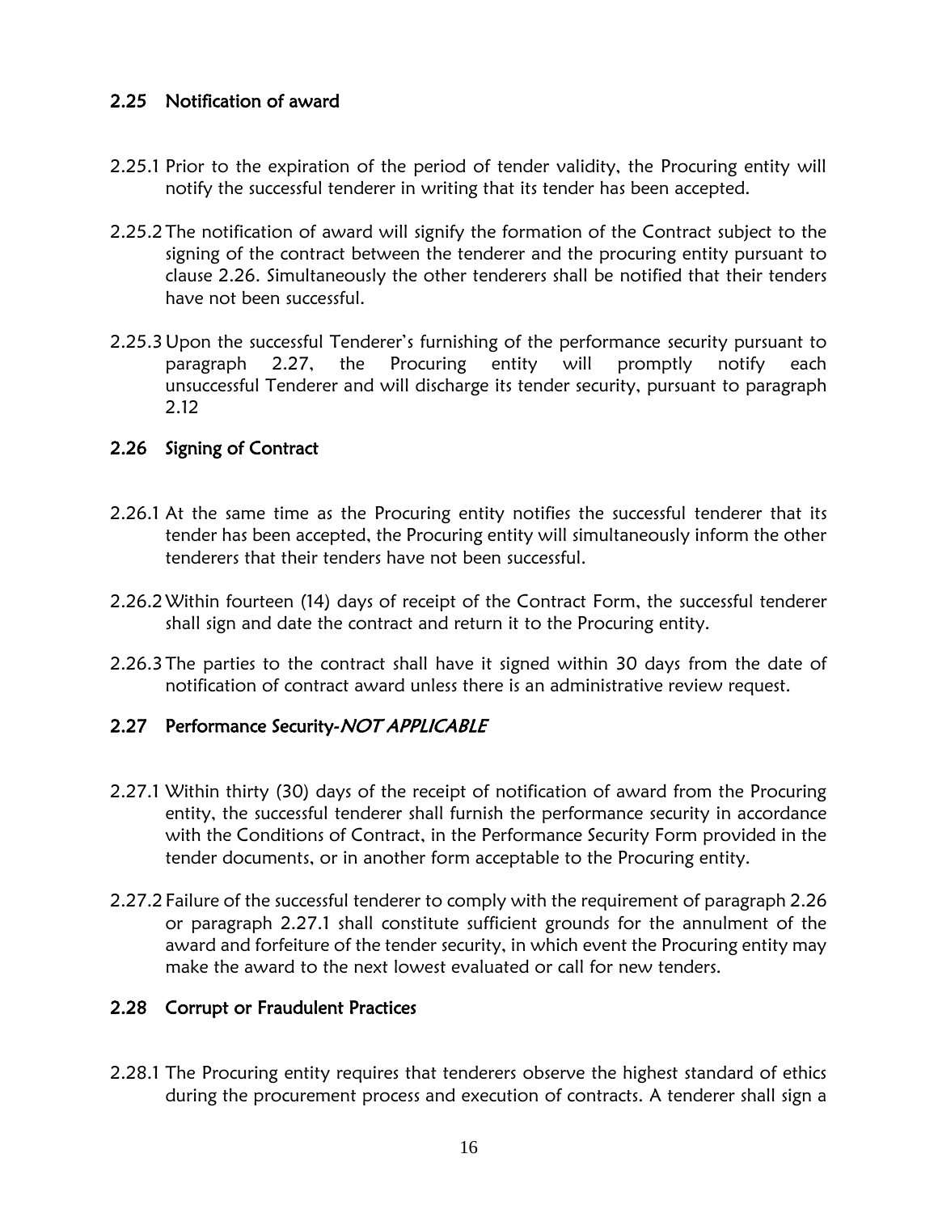## 2.25 Notification of award

2.25.1 Prior to the expiration of the period of tender validity, the Procuring entity will notify the successful tenderer in writing that its tender has been accepted.

2.25.2 The notification of award will signify the formation of the Contract subject to the signing of the contract between the tenderer and the procuring entity pursuant to clause 2.26. Simultaneously the other tenderers shall be notified that their tenders have not been successful.

2.25.3 Upon the successful Tenderer's furnishing of the performance security pursuant to paragraph 2.27, the Procuring entity will promptly notify each unsuccessful Tenderer and will discharge its tender security, pursuant to paragraph 2.12

## 2.26 Signing of Contract

2.26.1 At the same time as the Procuring entity notifies the successful tenderer that its tender has been accepted, the Procuring entity will simultaneously inform the other tenderers that their tenders have not been successful.

2.26.2 Within fourteen (14) days of receipt of the Contract Form, the successful tenderer shall sign and date the contract and return it to the Procuring entity.

2.26.3 The parties to the contract shall have it signed within 30 days from the date of notification of contract award unless there is an administrative review request.

## 2.27 Performance Security-*NOT APPLICABLE*

2.27.1 Within thirty (30) days of the receipt of notification of award from the Procuring entity, the successful tenderer shall furnish the performance security in accordance with the Conditions of Contract, in the Performance Security Form provided in the tender documents, or in another form acceptable to the Procuring entity.

2.27.2 Failure of the successful tenderer to comply with the requirement of paragraph 2.26 or paragraph 2.27.1 shall constitute sufficient grounds for the annulment of the award and forfeiture of the tender security, in which event the Procuring entity may make the award to the next lowest evaluated or call for new tenders.

## 2.28 Corrupt or Fraudulent Practices

2.28.1 The Procuring entity requires that tenderers observe the highest standard of ethics during the procurement process and execution of contracts. A tenderer shall sign a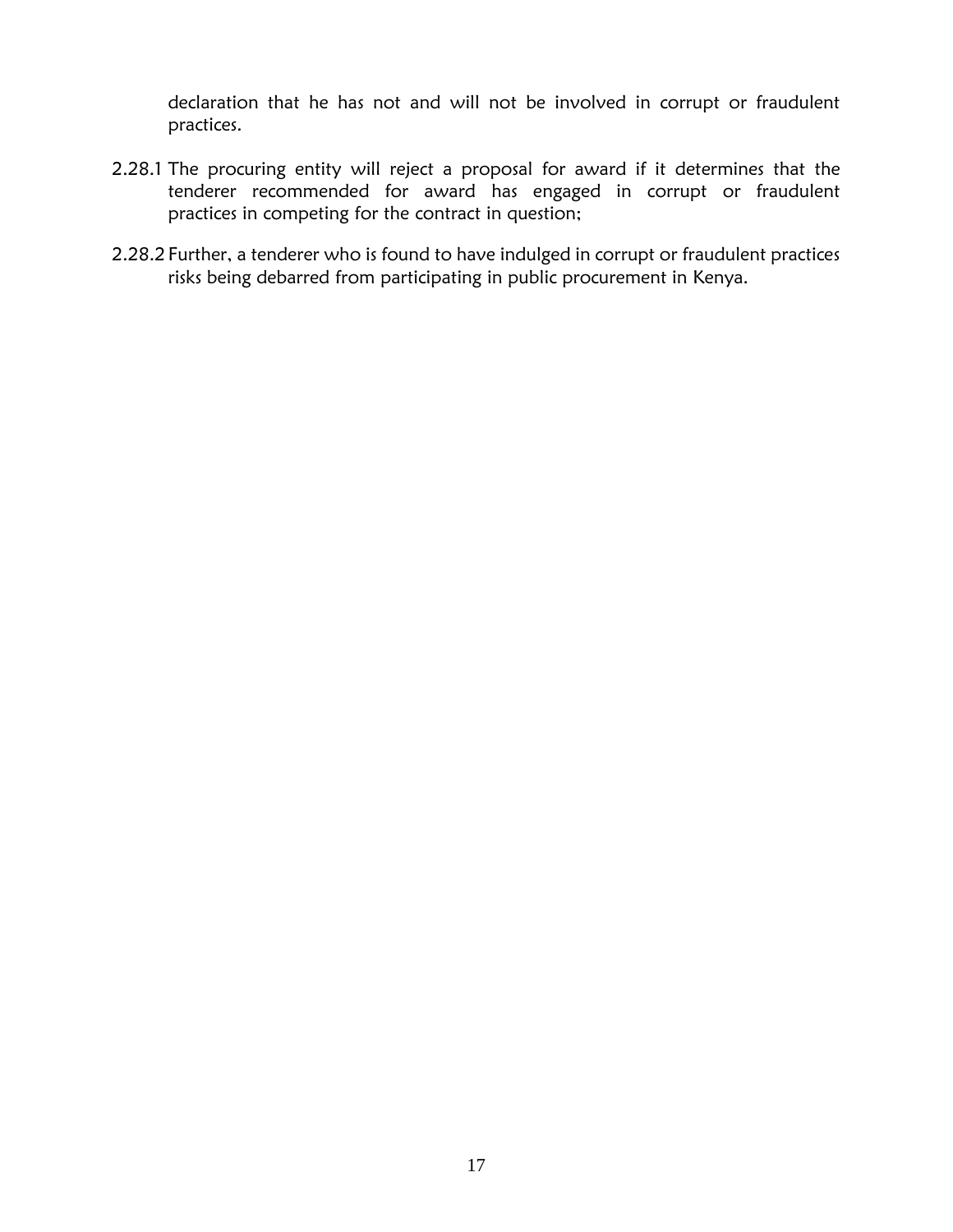declaration that he has not and will not be involved in corrupt or fraudulent practices.

2.28.1 The procuring entity will reject a proposal for award if it determines that the tenderer recommended for award has engaged in corrupt or fraudulent practices in competing for the contract in question;

2.28.2 Further, a tenderer who is found to have indulged in corrupt or fraudulent practices risks being debarred from participating in public procurement in Kenya.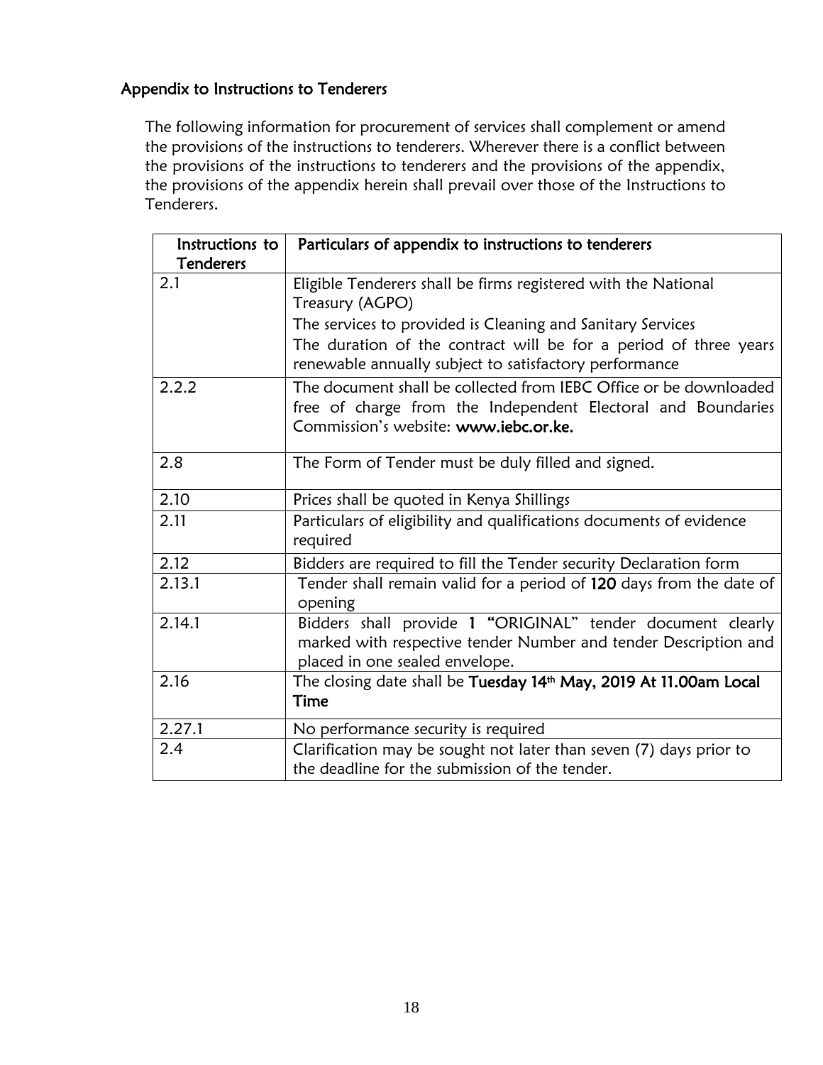## Appendix to Instructions to Tenderers

The following information for procurement of services shall complement or amend the provisions of the instructions to tenderers. Wherever there is a conflict between the provisions of the instructions to tenderers and the provisions of the appendix, the provisions of the appendix herein shall prevail over those of the Instructions to Tenderers.

| Instructions to Tenderers | Particulars of appendix to instructions to tenderers |
|---|---|
| 2.1 | Eligible Tenderers shall be firms registered with the National Treasury (AGPO)<br>The services to provided is Cleaning and Sanitary Services<br>The duration of the contract will be for a period of three years renewable annually subject to satisfactory performance |
| 2.2.2 | The document shall be collected from IEBC Office or be downloaded free of charge from the Independent Electoral and Boundaries Commission's website: **www.iebc.or.ke.** |
| 2.8 | The Form of Tender must be duly filled and signed. |
| 2.10 | Prices shall be quoted in Kenya Shillings |
| 2.11 | Particulars of eligibility and qualifications documents of evidence required |
| 2.12 | Bidders are required to fill the Tender security Declaration form |
| 2.13.1 | Tender shall remain valid for a period of **120** days from the date of opening |
| 2.14.1 | Bidders shall provide **1** "ORIGINAL" tender document clearly marked with respective tender Number and tender Description and placed in one sealed envelope. |
| 2.16 | The closing date shall be **Tuesday 14th May, 2019 At 11.00am Local Time** |
| 2.27.1 | No performance security is required |
| 2.4 | Clarification may be sought not later than seven (7) days prior to the deadline for the submission of the tender. |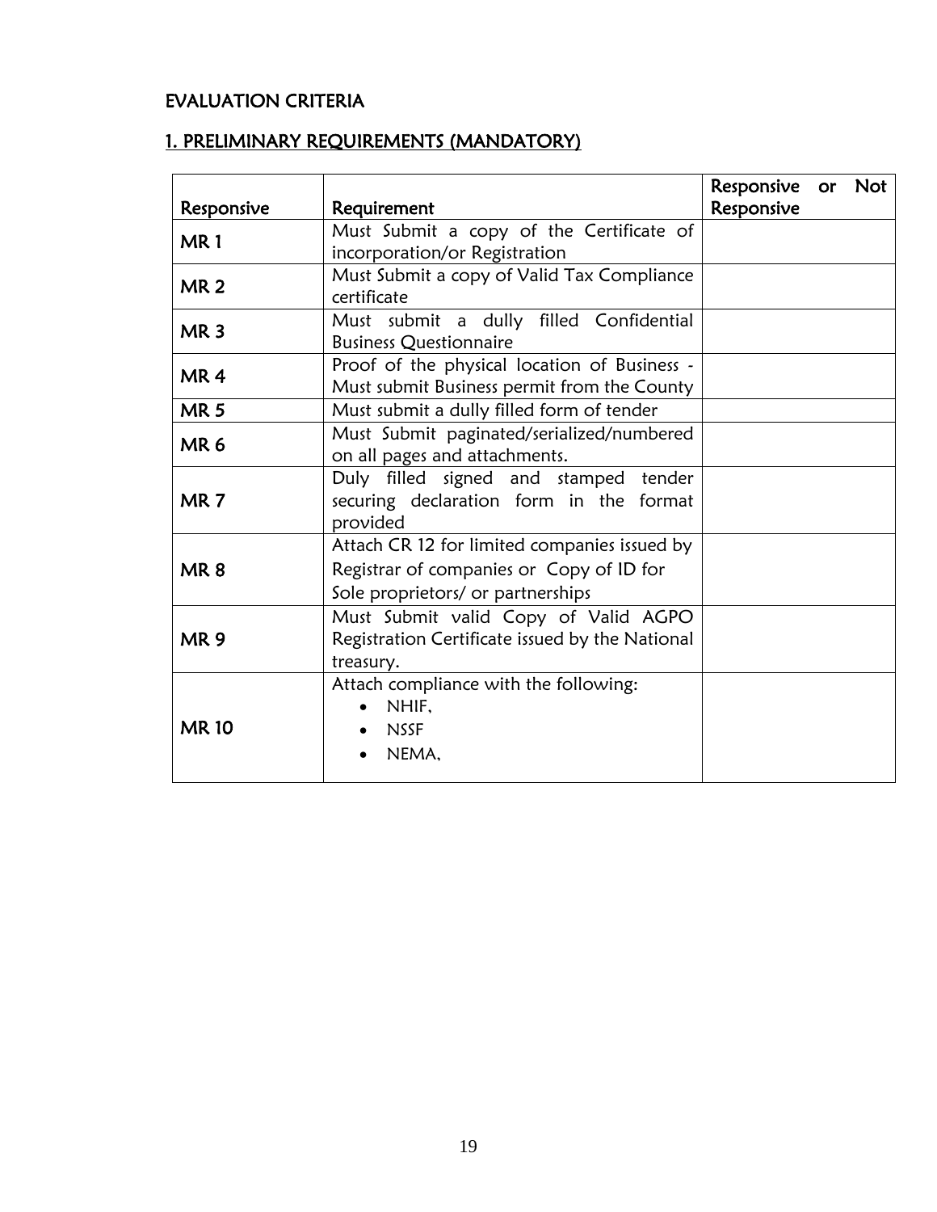## EVALUATION CRITERIA

## 1. PRELIMINARY REQUIREMENTS (MANDATORY)

| Responsive | Requirement | Responsive or Not Responsive |
|---|---|---|
| MR 1 | Must Submit a copy of the Certificate of incorporation/or Registration | |
| MR 2 | Must Submit a copy of Valid Tax Compliance certificate | |
| MR 3 | Must submit a dully filled Confidential Business Questionnaire | |
| MR 4 | Proof of the physical location of Business - Must submit Business permit from the County | |
| MR 5 | Must submit a dully filled form of tender | |
| MR 6 | Must Submit paginated/serialized/numbered on all pages and attachments. | |
| MR 7 | Duly filled signed and stamped tender securing declaration form in the format provided | |
| MR 8 | Attach CR 12 for limited companies issued by Registrar of companies or Copy of ID for Sole proprietors/ or partnerships | |
| MR 9 | Must Submit valid Copy of Valid AGPO Registration Certificate issued by the National treasury. | |
| MR 10 | Attach compliance with the following:<br>• NHIF,<br>• NSSF<br>• NEMA, | |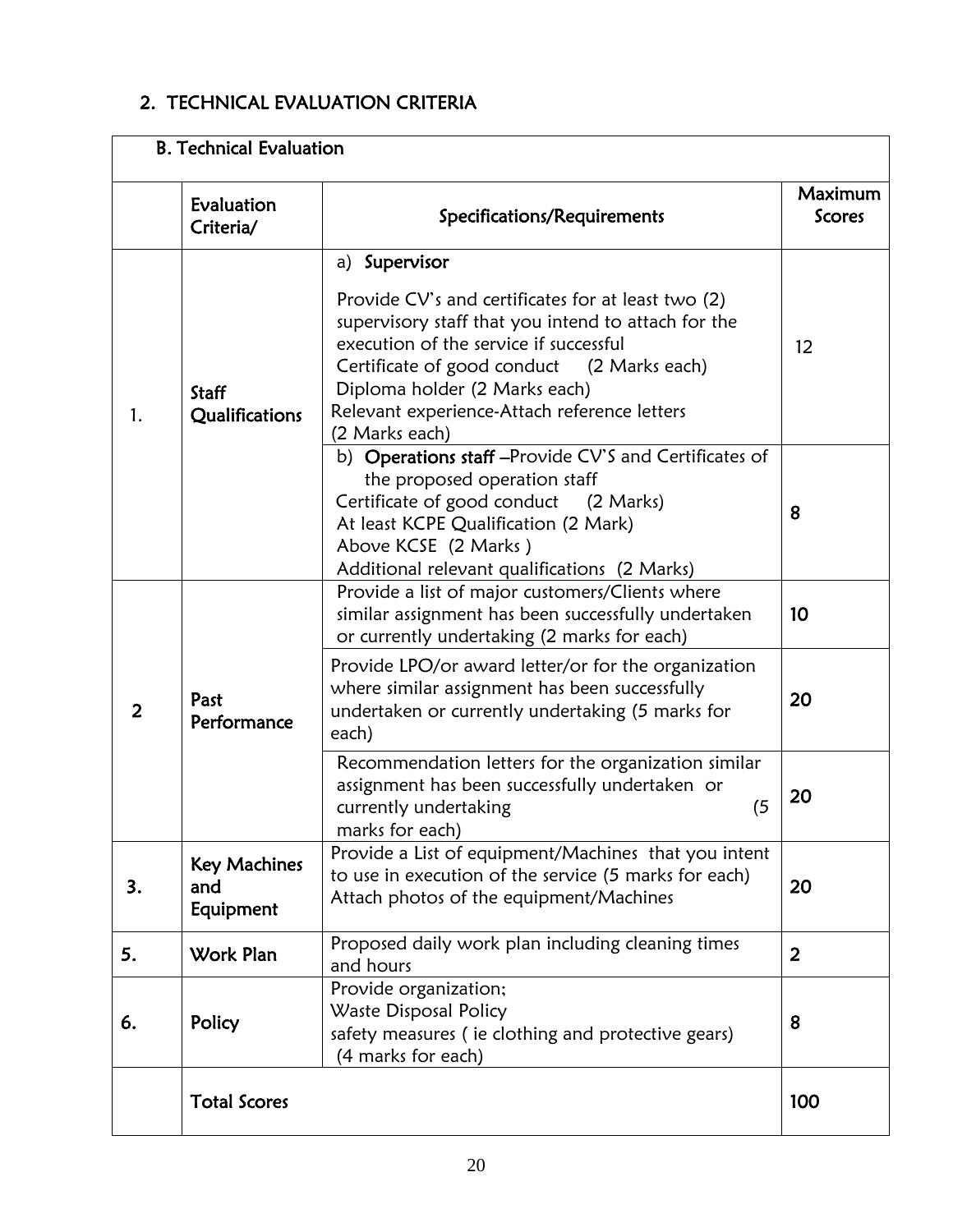## 2. TECHNICAL EVALUATION CRITERIA

| B. Technical Evaluation | | | |
|---|---|---|---|
| | **Evaluation Criteria/** | **Specifications/Requirements** | **Maximum Scores** |
| 1. | **Staff Qualifications** | a) **Supervisor**<br><br>Provide CV's and certificates for at least two (2) supervisory staff that you intend to attach for the execution of the service if successful<br>Certificate of good conduct (2 Marks each)<br>Diploma holder (2 Marks each)<br>Relevant experience-Attach reference letters (2 Marks each) | 12 |
| | | b) **Operations staff** –Provide CV'S and Certificates of the proposed operation staff<br>Certificate of good conduct (2 Marks)<br>At least KCPE Qualification (2 Mark)<br>Above KCSE (2 Marks )<br>Additional relevant qualifications (2 Marks) | **8** |
| **2** | **Past Performance** | Provide a list of major customers/Clients where similar assignment has been successfully undertaken or currently undertaking (2 marks for each) | **10** |
| | | Provide LPO/or award letter/or for the organization where similar assignment has been successfully undertaken or currently undertaking (5 marks for each) | **20** |
| | | Recommendation letters for the organization similar assignment has been successfully undertaken or currently undertaking (5 marks for each) | **20** |
| **3.** | **Key Machines and Equipment** | Provide a List of equipment/Machines that you intent to use in execution of the service (5 marks for each)<br>Attach photos of the equipment/Machines | **20** |
| **5.** | **Work Plan** | Proposed daily work plan including cleaning times and hours | **2** |
| **6.** | **Policy** | Provide organization;<br>Waste Disposal Policy<br>safety measures ( ie clothing and protective gears) (4 marks for each) | **8** |
| | **Total Scores** | | **100** |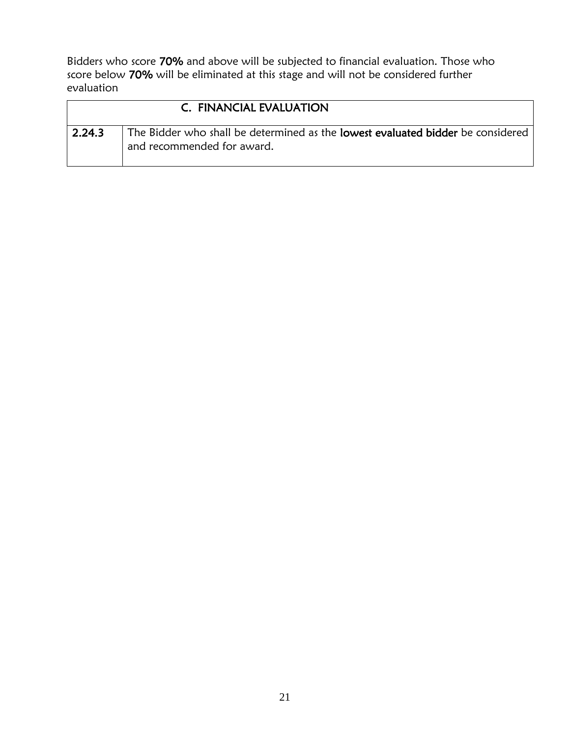Bidders who score **70%** and above will be subjected to financial evaluation. Those who score below **70%** will be eliminated at this stage and will not be considered further evaluation

| **C. FINANCIAL EVALUATION** | |
|---|---|
| **2.24.3** | The Bidder who shall be determined as the **lowest evaluated bidder** be considered and recommended for award. |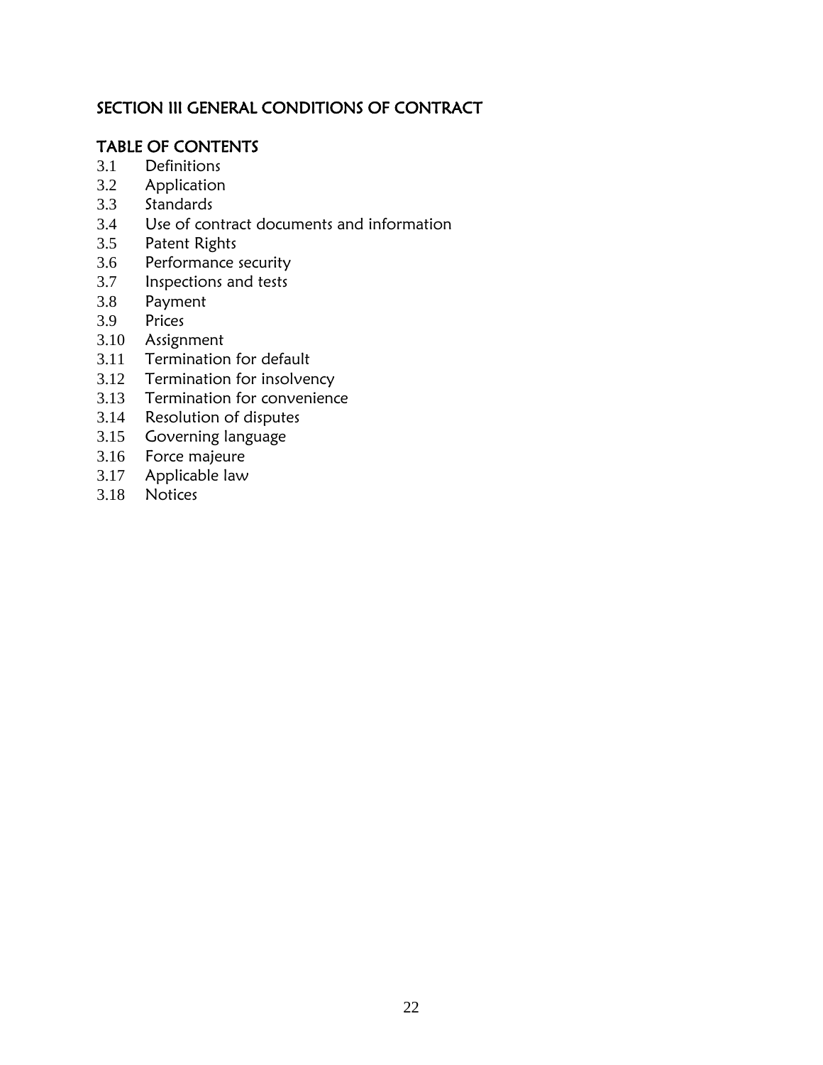## SECTION III GENERAL CONDITIONS OF CONTRACT

### TABLE OF CONTENTS

3.1 Definitions
3.2 Application
3.3 Standards
3.4 Use of contract documents and information
3.5 Patent Rights
3.6 Performance security
3.7 Inspections and tests
3.8 Payment
3.9 Prices
3.10 Assignment
3.11 Termination for default
3.12 Termination for insolvency
3.13 Termination for convenience
3.14 Resolution of disputes
3.15 Governing language
3.16 Force majeure
3.17 Applicable law
3.18 Notices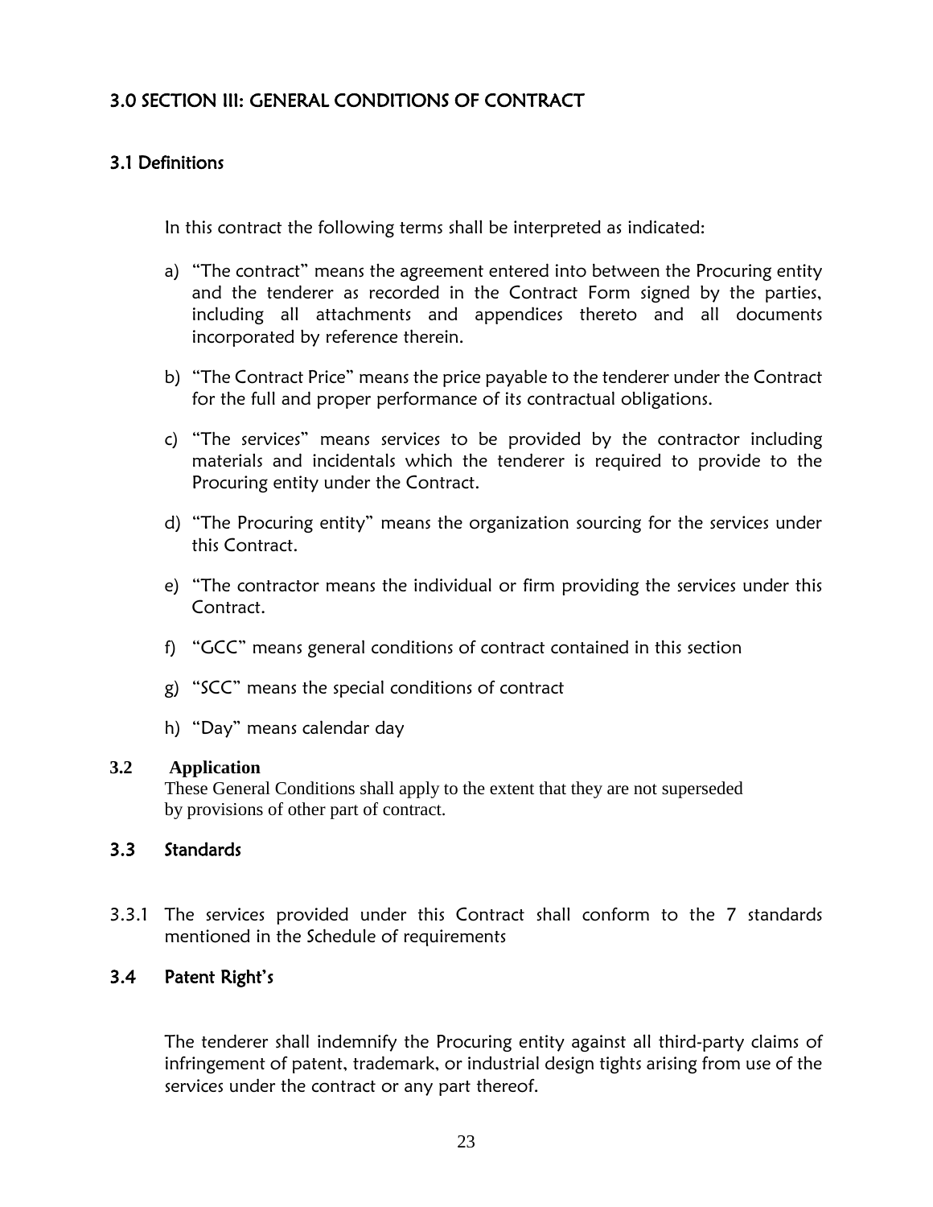## 3.0 SECTION III: GENERAL CONDITIONS OF CONTRACT

### 3.1 Definitions

In this contract the following terms shall be interpreted as indicated:

a) "The contract" means the agreement entered into between the Procuring entity and the tenderer as recorded in the Contract Form signed by the parties, including all attachments and appendices thereto and all documents incorporated by reference therein.

b) "The Contract Price" means the price payable to the tenderer under the Contract for the full and proper performance of its contractual obligations.

c) "The services" means services to be provided by the contractor including materials and incidentals which the tenderer is required to provide to the Procuring entity under the Contract.

d) "The Procuring entity" means the organization sourcing for the services under this Contract.

e) "The contractor means the individual or firm providing the services under this Contract.

f) "GCC" means general conditions of contract contained in this section

g) "SCC" means the special conditions of contract

h) "Day" means calendar day

### 3.2 Application

These General Conditions shall apply to the extent that they are not superseded by provisions of other part of contract.

### 3.3 Standards

3.3.1 The services provided under this Contract shall conform to the 7 standards mentioned in the Schedule of requirements

### 3.4 Patent Right's

The tenderer shall indemnify the Procuring entity against all third-party claims of infringement of patent, trademark, or industrial design tights arising from use of the services under the contract or any part thereof.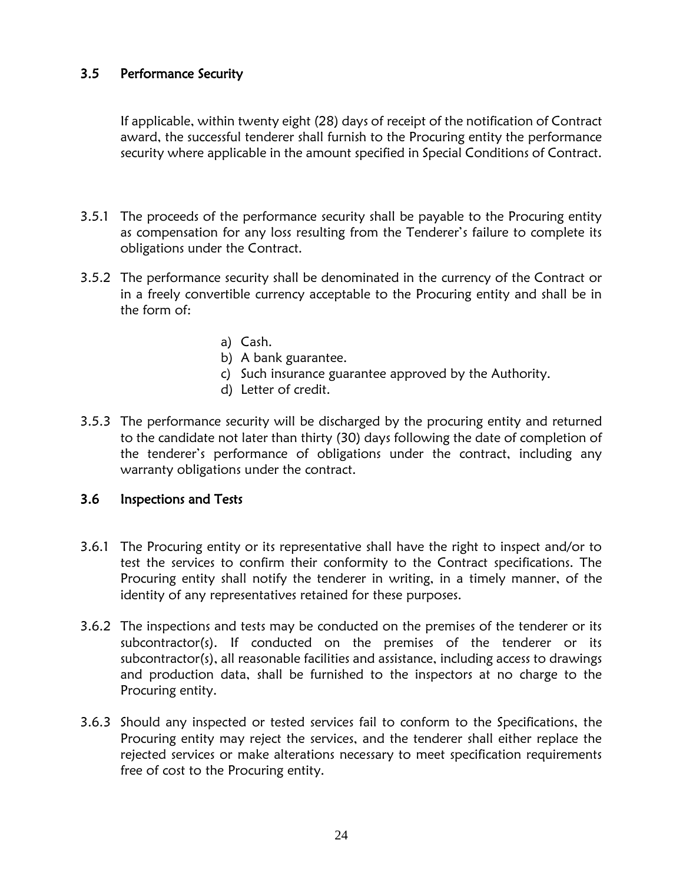### 3.5 Performance Security

If applicable, within twenty eight (28) days of receipt of the notification of Contract award, the successful tenderer shall furnish to the Procuring entity the performance security where applicable in the amount specified in Special Conditions of Contract.

3.5.1 The proceeds of the performance security shall be payable to the Procuring entity as compensation for any loss resulting from the Tenderer's failure to complete its obligations under the Contract.

3.5.2 The performance security shall be denominated in the currency of the Contract or in a freely convertible currency acceptable to the Procuring entity and shall be in the form of:

a) Cash.
b) A bank guarantee.
c) Such insurance guarantee approved by the Authority.
d) Letter of credit.

3.5.3 The performance security will be discharged by the procuring entity and returned to the candidate not later than thirty (30) days following the date of completion of the tenderer's performance of obligations under the contract, including any warranty obligations under the contract.

### 3.6 Inspections and Tests

3.6.1 The Procuring entity or its representative shall have the right to inspect and/or to test the services to confirm their conformity to the Contract specifications. The Procuring entity shall notify the tenderer in writing, in a timely manner, of the identity of any representatives retained for these purposes.

3.6.2 The inspections and tests may be conducted on the premises of the tenderer or its subcontractor(s). If conducted on the premises of the tenderer or its subcontractor(s), all reasonable facilities and assistance, including access to drawings and production data, shall be furnished to the inspectors at no charge to the Procuring entity.

3.6.3 Should any inspected or tested services fail to conform to the Specifications, the Procuring entity may reject the services, and the tenderer shall either replace the rejected services or make alterations necessary to meet specification requirements free of cost to the Procuring entity.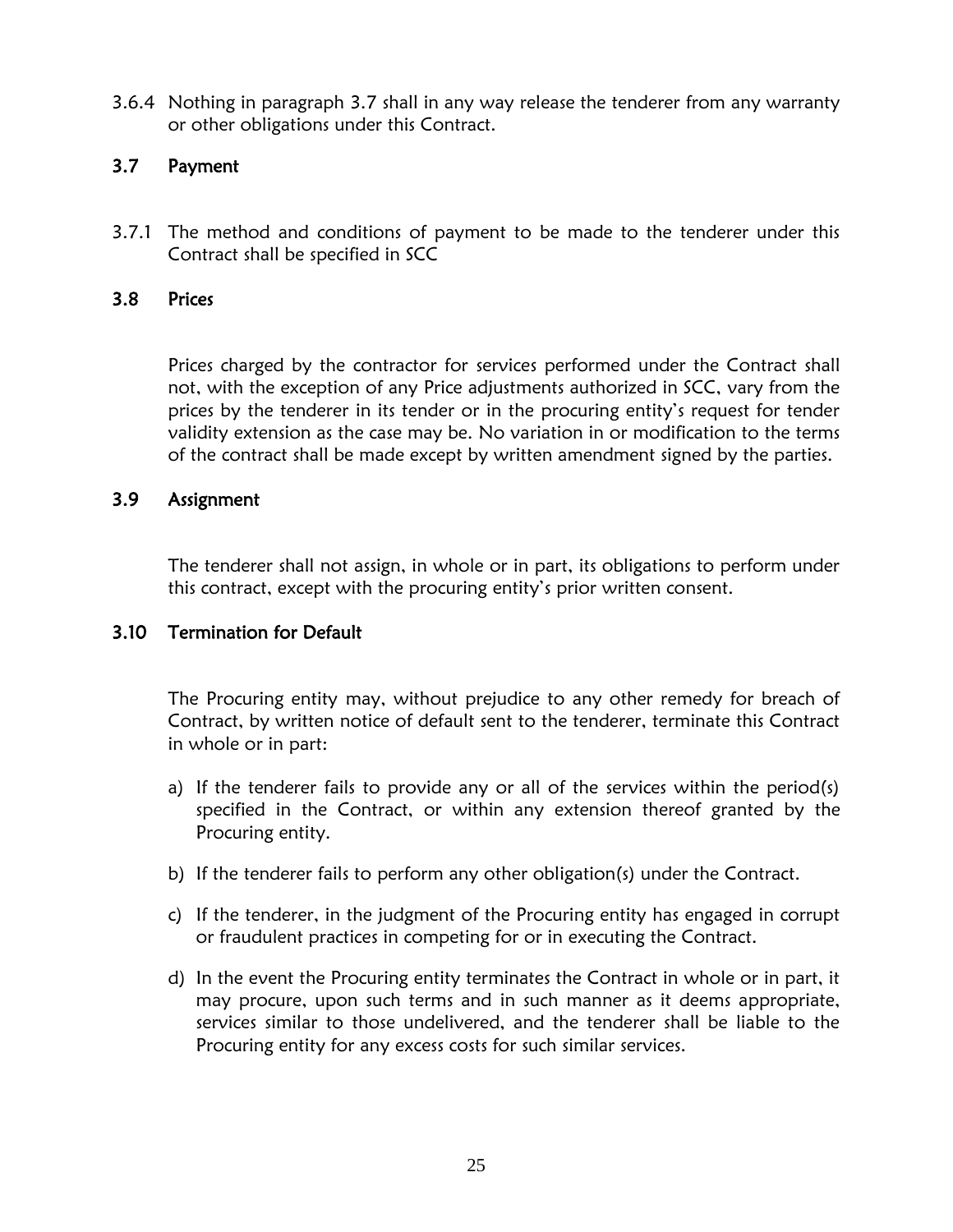3.6.4 Nothing in paragraph 3.7 shall in any way release the tenderer from any warranty or other obligations under this Contract.

### 3.7 Payment

3.7.1 The method and conditions of payment to be made to the tenderer under this Contract shall be specified in SCC

### 3.8 Prices

Prices charged by the contractor for services performed under the Contract shall not, with the exception of any Price adjustments authorized in SCC, vary from the prices by the tenderer in its tender or in the procuring entity's request for tender validity extension as the case may be. No variation in or modification to the terms of the contract shall be made except by written amendment signed by the parties.

### 3.9 Assignment

The tenderer shall not assign, in whole or in part, its obligations to perform under this contract, except with the procuring entity's prior written consent.

### 3.10 Termination for Default

The Procuring entity may, without prejudice to any other remedy for breach of Contract, by written notice of default sent to the tenderer, terminate this Contract in whole or in part:

a) If the tenderer fails to provide any or all of the services within the period(s) specified in the Contract, or within any extension thereof granted by the Procuring entity.

b) If the tenderer fails to perform any other obligation(s) under the Contract.

c) If the tenderer, in the judgment of the Procuring entity has engaged in corrupt or fraudulent practices in competing for or in executing the Contract.

d) In the event the Procuring entity terminates the Contract in whole or in part, it may procure, upon such terms and in such manner as it deems appropriate, services similar to those undelivered, and the tenderer shall be liable to the Procuring entity for any excess costs for such similar services.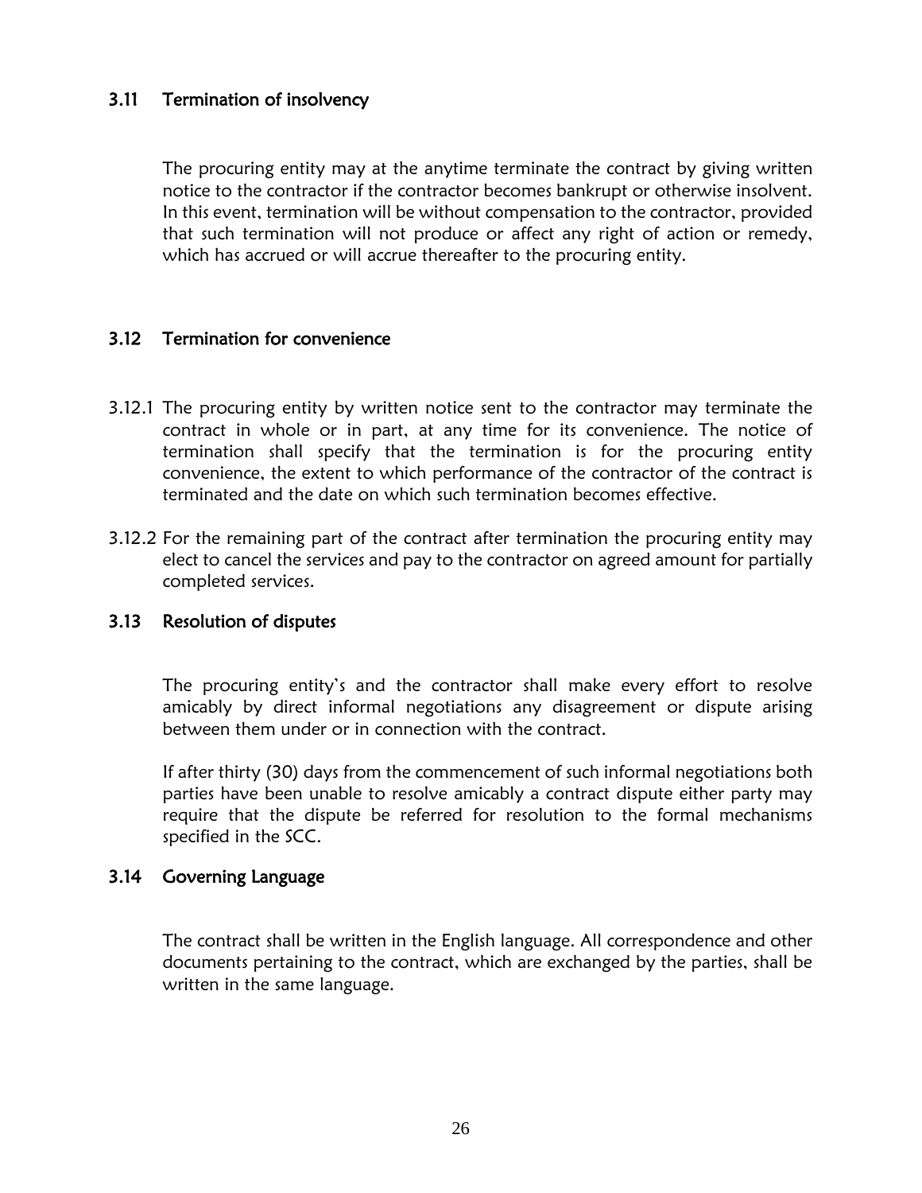### 3.11 Termination of insolvency

The procuring entity may at the anytime terminate the contract by giving written notice to the contractor if the contractor becomes bankrupt or otherwise insolvent. In this event, termination will be without compensation to the contractor, provided that such termination will not produce or affect any right of action or remedy, which has accrued or will accrue thereafter to the procuring entity.

### 3.12 Termination for convenience

3.12.1 The procuring entity by written notice sent to the contractor may terminate the contract in whole or in part, at any time for its convenience. The notice of termination shall specify that the termination is for the procuring entity convenience, the extent to which performance of the contractor of the contract is terminated and the date on which such termination becomes effective.

3.12.2 For the remaining part of the contract after termination the procuring entity may elect to cancel the services and pay to the contractor on agreed amount for partially completed services.

### 3.13 Resolution of disputes

The procuring entity's and the contractor shall make every effort to resolve amicably by direct informal negotiations any disagreement or dispute arising between them under or in connection with the contract.

If after thirty (30) days from the commencement of such informal negotiations both parties have been unable to resolve amicably a contract dispute either party may require that the dispute be referred for resolution to the formal mechanisms specified in the SCC.

### 3.14 Governing Language

The contract shall be written in the English language. All correspondence and other documents pertaining to the contract, which are exchanged by the parties, shall be written in the same language.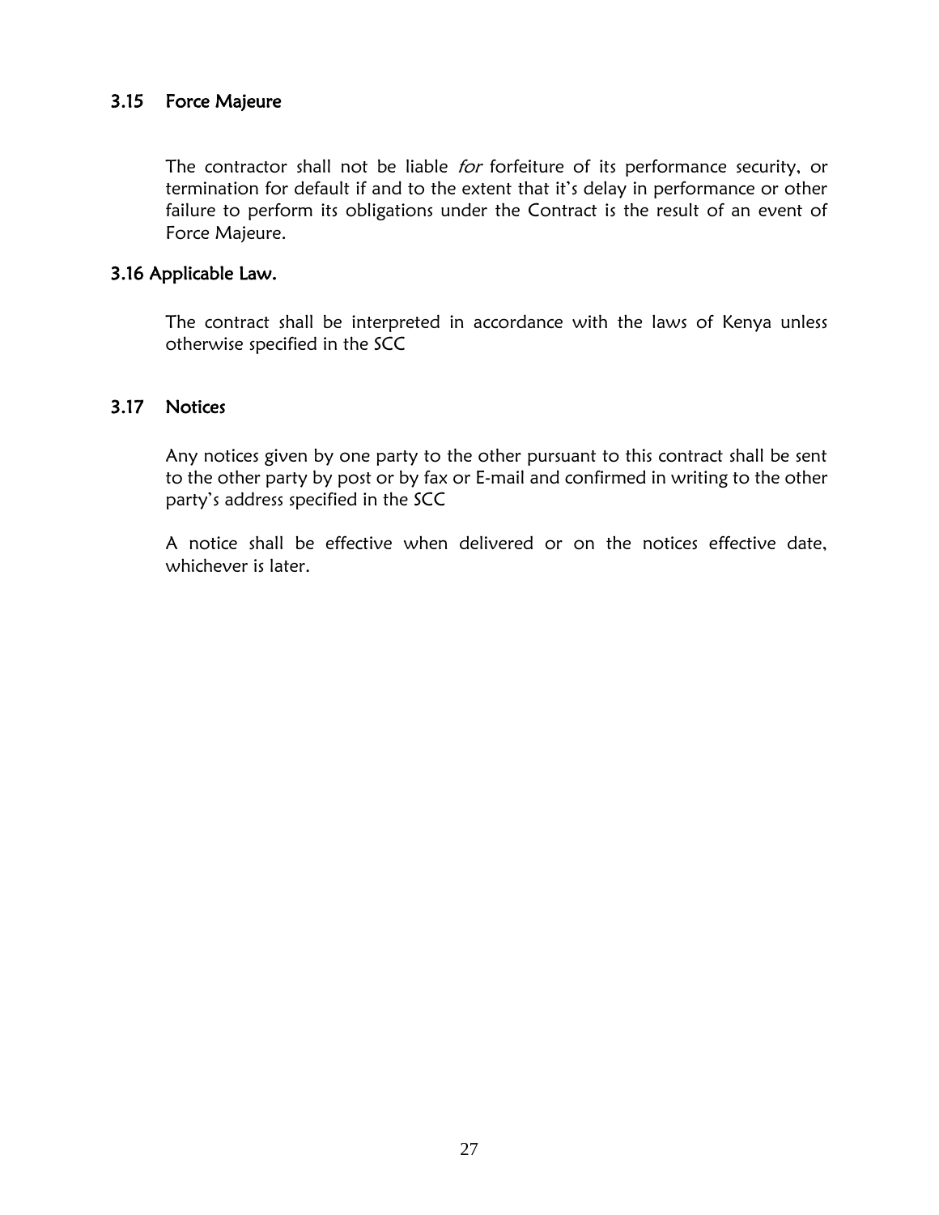### 3.15 Force Majeure

The contractor shall not be liable *for* forfeiture of its performance security, or termination for default if and to the extent that it's delay in performance or other failure to perform its obligations under the Contract is the result of an event of Force Majeure.

### 3.16 Applicable Law.

The contract shall be interpreted in accordance with the laws of Kenya unless otherwise specified in the SCC

### 3.17 Notices

Any notices given by one party to the other pursuant to this contract shall be sent to the other party by post or by fax or E-mail and confirmed in writing to the other party's address specified in the SCC

A notice shall be effective when delivered or on the notices effective date, whichever is later.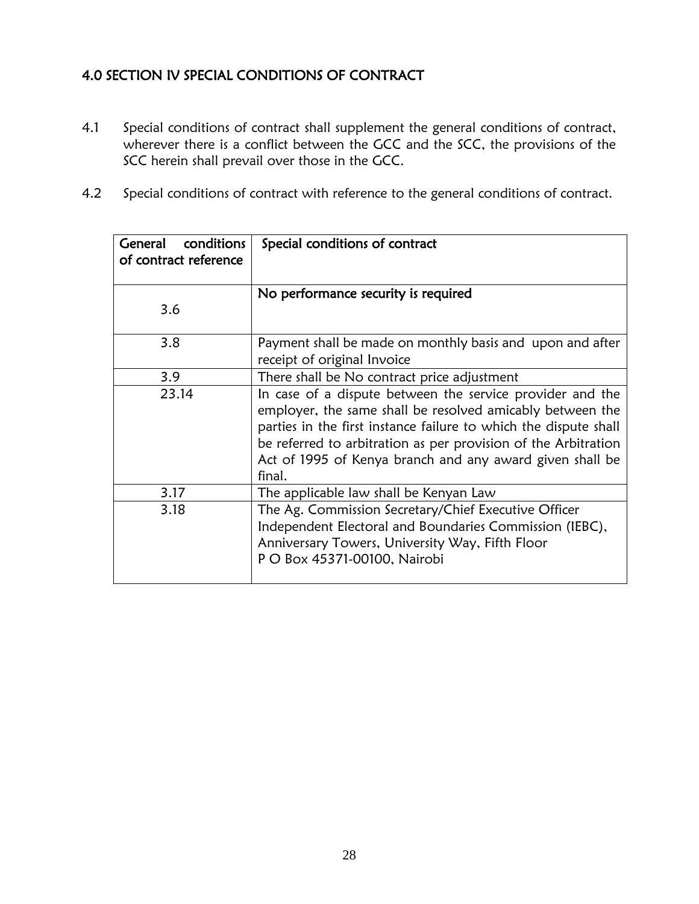## 4.0 SECTION IV SPECIAL CONDITIONS OF CONTRACT

4.1 Special conditions of contract shall supplement the general conditions of contract, wherever there is a conflict between the GCC and the SCC, the provisions of the SCC herein shall prevail over those in the GCC.

4.2 Special conditions of contract with reference to the general conditions of contract.

| General conditions of contract reference | Special conditions of contract |
|---|---|
| 3.6 | No performance security is required |
| 3.8 | Payment shall be made on monthly basis and upon and after receipt of original Invoice |
| 3.9 | There shall be No contract price adjustment |
| 23.14 | In case of a dispute between the service provider and the employer, the same shall be resolved amicably between the parties in the first instance failure to which the dispute shall be referred to arbitration as per provision of the Arbitration Act of 1995 of Kenya branch and any award given shall be final. |
| 3.17 | The applicable law shall be Kenyan Law |
| 3.18 | The Ag. Commission Secretary/Chief Executive Officer<br>Independent Electoral and Boundaries Commission (IEBC),<br>Anniversary Towers, University Way, Fifth Floor<br>P O Box 45371-00100, Nairobi |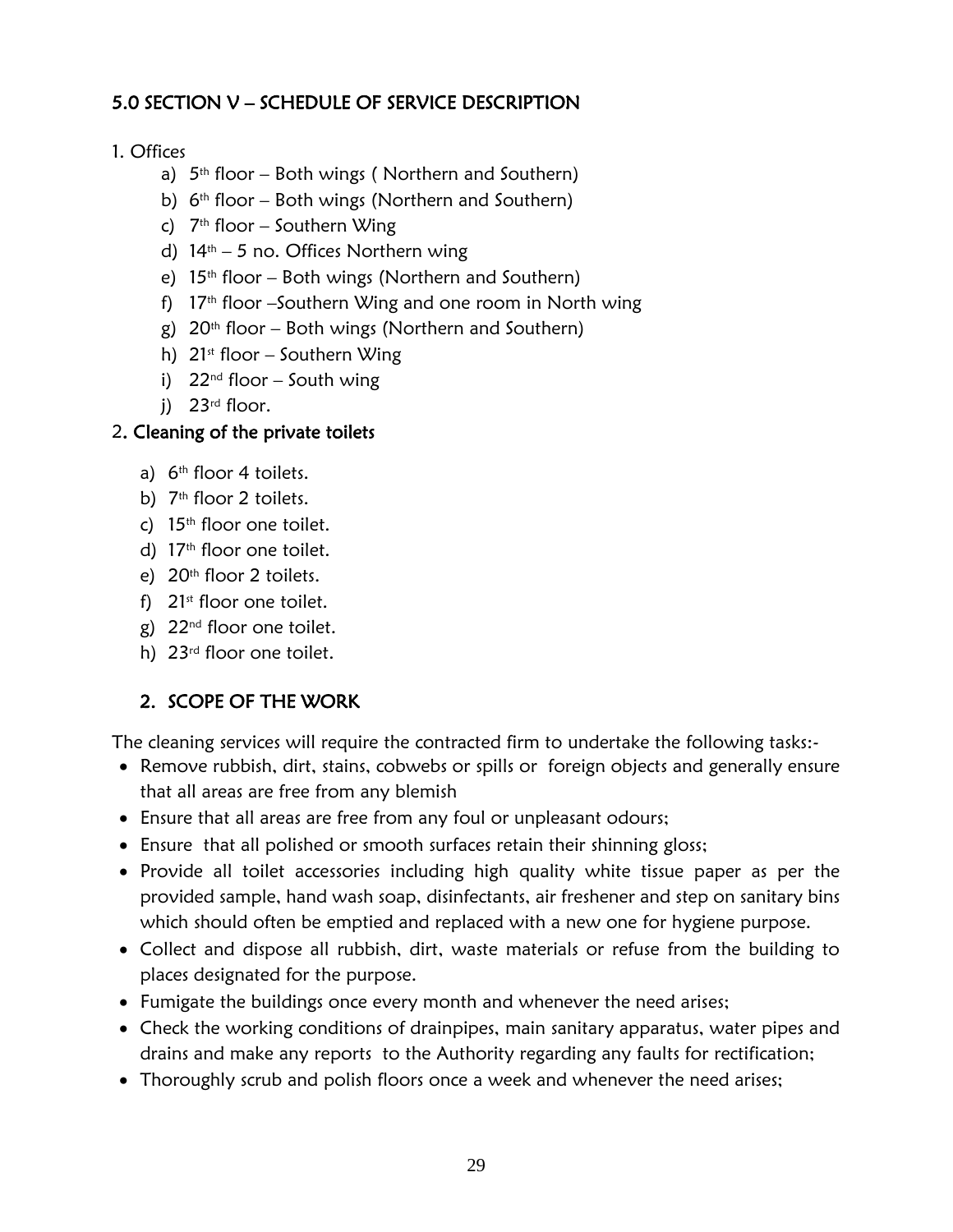## 5.0 SECTION V – SCHEDULE OF SERVICE DESCRIPTION

1. Offices
    a) 5th floor – Both wings ( Northern and Southern)
    b) 6th floor – Both wings (Northern and Southern)
    c) 7th floor – Southern Wing
    d) 14th – 5 no. Offices Northern wing
    e) 15th floor – Both wings (Northern and Southern)
    f) 17th floor –Southern Wing and one room in North wing
    g) 20th floor – Both wings (Northern and Southern)
    h) 21st floor – Southern Wing
    i) 22nd floor – South wing
    j) 23rd floor.

2. **Cleaning of the private toilets**
    a) 6th floor 4 toilets.
    b) 7th floor 2 toilets.
    c) 15th floor one toilet.
    d) 17th floor one toilet.
    e) 20th floor 2 toilets.
    f) 21st floor one toilet.
    g) 22nd floor one toilet.
    h) 23rd floor one toilet.

### 2. SCOPE OF THE WORK

The cleaning services will require the contracted firm to undertake the following tasks:-

- Remove rubbish, dirt, stains, cobwebs or spills or foreign objects and generally ensure that all areas are free from any blemish
- Ensure that all areas are free from any foul or unpleasant odours;
- Ensure that all polished or smooth surfaces retain their shinning gloss;
- Provide all toilet accessories including high quality white tissue paper as per the provided sample, hand wash soap, disinfectants, air freshener and step on sanitary bins which should often be emptied and replaced with a new one for hygiene purpose.
- Collect and dispose all rubbish, dirt, waste materials or refuse from the building to places designated for the purpose.
- Fumigate the buildings once every month and whenever the need arises;
- Check the working conditions of drainpipes, main sanitary apparatus, water pipes and drains and make any reports to the Authority regarding any faults for rectification;
- Thoroughly scrub and polish floors once a week and whenever the need arises;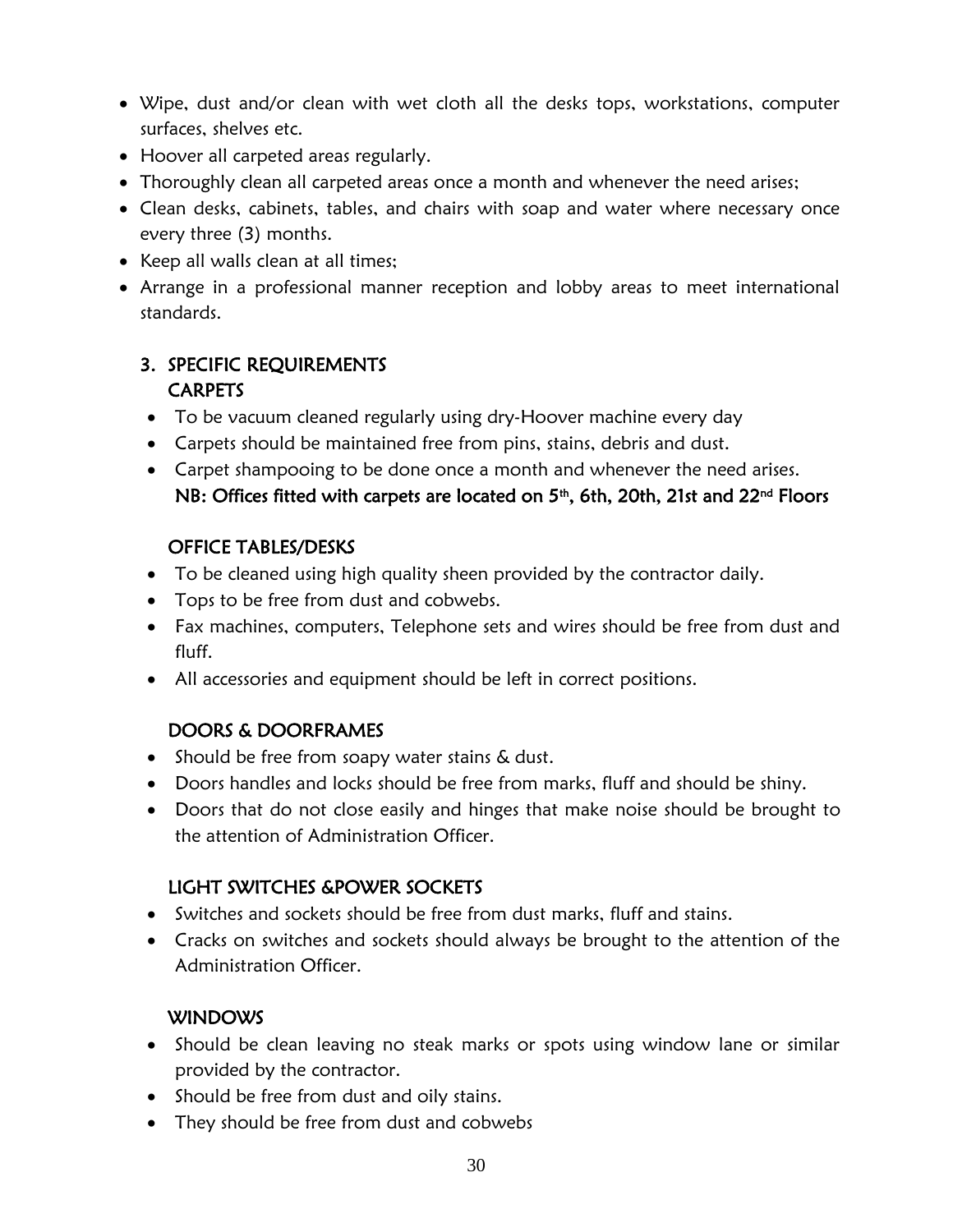- Wipe, dust and/or clean with wet cloth all the desks tops, workstations, computer surfaces, shelves etc.
- Hoover all carpeted areas regularly.
- Thoroughly clean all carpeted areas once a month and whenever the need arises;
- Clean desks, cabinets, tables, and chairs with soap and water where necessary once every three (3) months.
- Keep all walls clean at all times;
- Arrange in a professional manner reception and lobby areas to meet international standards.

## 3. SPECIFIC REQUIREMENTS

### CARPETS

- To be vacuum cleaned regularly using dry-Hoover machine every day
- Carpets should be maintained free from pins, stains, debris and dust.
- Carpet shampooing to be done once a month and whenever the need arises.

**NB: Offices fitted with carpets are located on 5th, 6th, 20th, 21st and 22nd Floors**

### OFFICE TABLES/DESKS

- To be cleaned using high quality sheen provided by the contractor daily.
- Tops to be free from dust and cobwebs.
- Fax machines, computers, Telephone sets and wires should be free from dust and fluff.
- All accessories and equipment should be left in correct positions.

### DOORS & DOORFRAMES

- Should be free from soapy water stains & dust.
- Doors handles and locks should be free from marks, fluff and should be shiny.
- Doors that do not close easily and hinges that make noise should be brought to the attention of Administration Officer.

### LIGHT SWITCHES &POWER SOCKETS

- Switches and sockets should be free from dust marks, fluff and stains.
- Cracks on switches and sockets should always be brought to the attention of the Administration Officer.

### WINDOWS

- Should be clean leaving no steak marks or spots using window lane or similar provided by the contractor.
- Should be free from dust and oily stains.
- They should be free from dust and cobwebs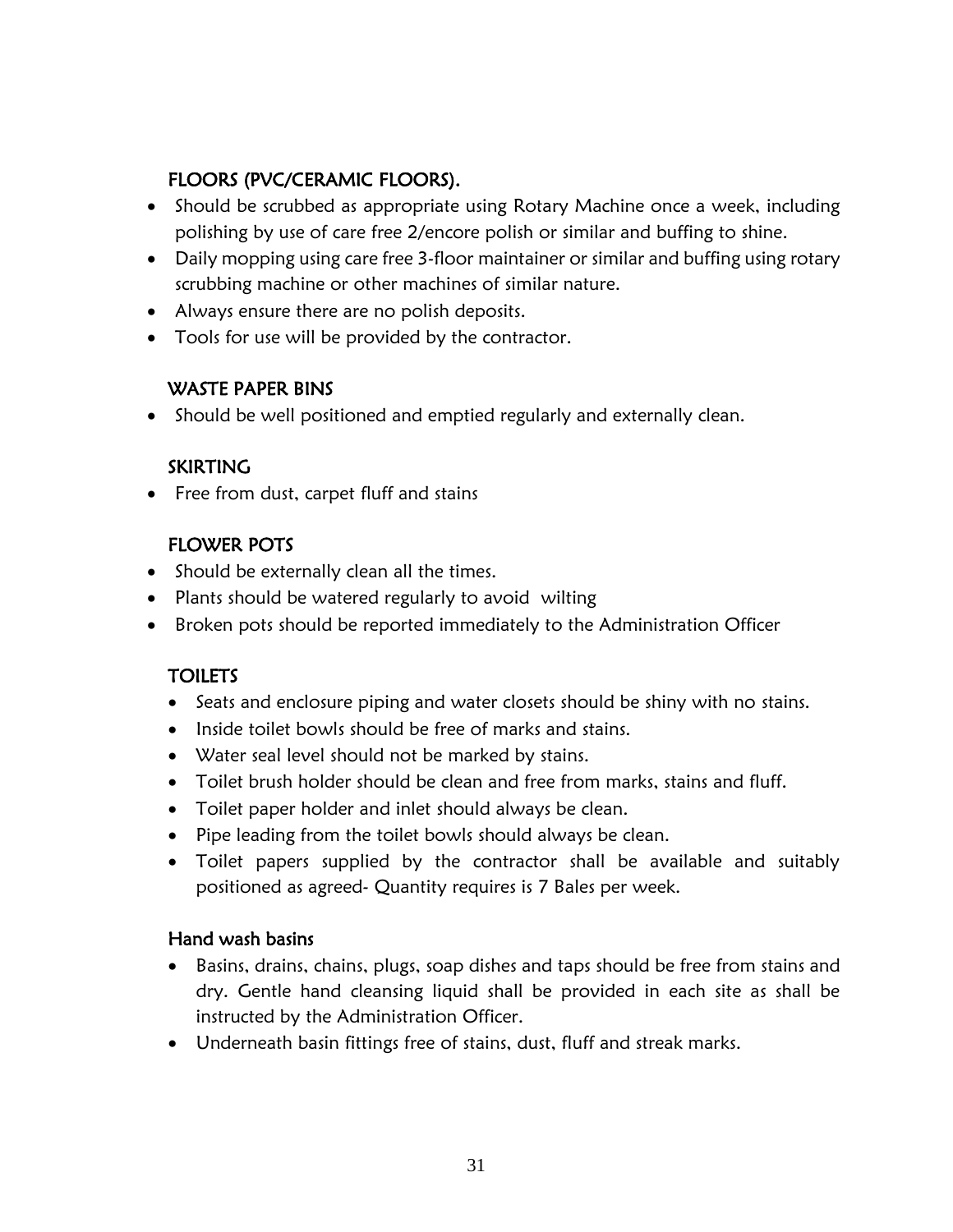### FLOORS (PVC/CERAMIC FLOORS).

- Should be scrubbed as appropriate using Rotary Machine once a week, including polishing by use of care free 2/encore polish or similar and buffing to shine.
- Daily mopping using care free 3-floor maintainer or similar and buffing using rotary scrubbing machine or other machines of similar nature.
- Always ensure there are no polish deposits.
- Tools for use will be provided by the contractor.

### WASTE PAPER BINS

- Should be well positioned and emptied regularly and externally clean.

### SKIRTING

- Free from dust, carpet fluff and stains

### FLOWER POTS

- Should be externally clean all the times.
- Plants should be watered regularly to avoid wilting
- Broken pots should be reported immediately to the Administration Officer

### TOILETS

- Seats and enclosure piping and water closets should be shiny with no stains.
- Inside toilet bowls should be free of marks and stains.
- Water seal level should not be marked by stains.
- Toilet brush holder should be clean and free from marks, stains and fluff.
- Toilet paper holder and inlet should always be clean.
- Pipe leading from the toilet bowls should always be clean.
- Toilet papers supplied by the contractor shall be available and suitably positioned as agreed- Quantity requires is 7 Bales per week.

### Hand wash basins

- Basins, drains, chains, plugs, soap dishes and taps should be free from stains and dry. Gentle hand cleansing liquid shall be provided in each site as shall be instructed by the Administration Officer.
- Underneath basin fittings free of stains, dust, fluff and streak marks.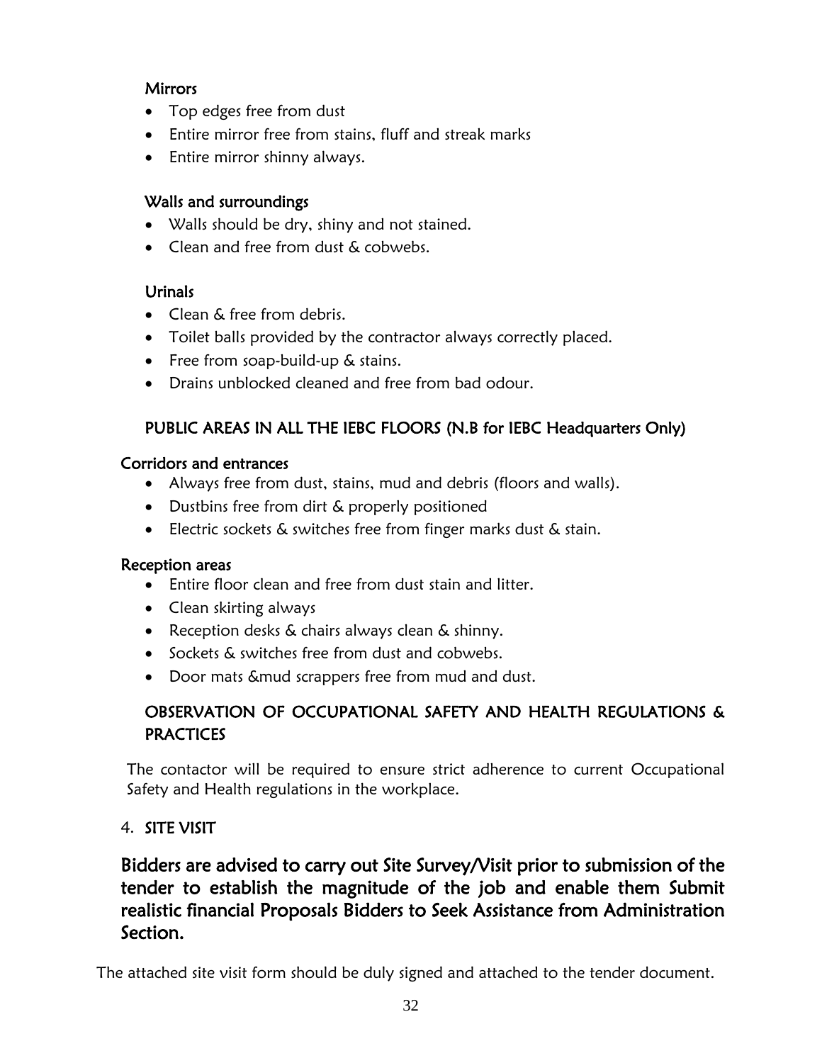### Mirrors

- Top edges free from dust
- Entire mirror free from stains, fluff and streak marks
- Entire mirror shinny always.

### Walls and surroundings

- Walls should be dry, shiny and not stained.
- Clean and free from dust & cobwebs.

### Urinals

- Clean & free from debris.
- Toilet balls provided by the contractor always correctly placed.
- Free from soap-build-up & stains.
- Drains unblocked cleaned and free from bad odour.

## PUBLIC AREAS IN ALL THE IEBC FLOORS (N.B for IEBC Headquarters Only)

### Corridors and entrances

- Always free from dust, stains, mud and debris (floors and walls).
- Dustbins free from dirt & properly positioned
- Electric sockets & switches free from finger marks dust & stain.

### Reception areas

- Entire floor clean and free from dust stain and litter.
- Clean skirting always
- Reception desks & chairs always clean & shinny.
- Sockets & switches free from dust and cobwebs.
- Door mats &mud scrappers free from mud and dust.

## OBSERVATION OF OCCUPATIONAL SAFETY AND HEALTH REGULATIONS & PRACTICES

The contactor will be required to ensure strict adherence to current Occupational Safety and Health regulations in the workplace.

## 4. SITE VISIT

**Bidders are advised to carry out Site Survey/Visit prior to submission of the tender to establish the magnitude of the job and enable them Submit realistic financial Proposals Bidders to Seek Assistance from Administration Section.**

The attached site visit form should be duly signed and attached to the tender document.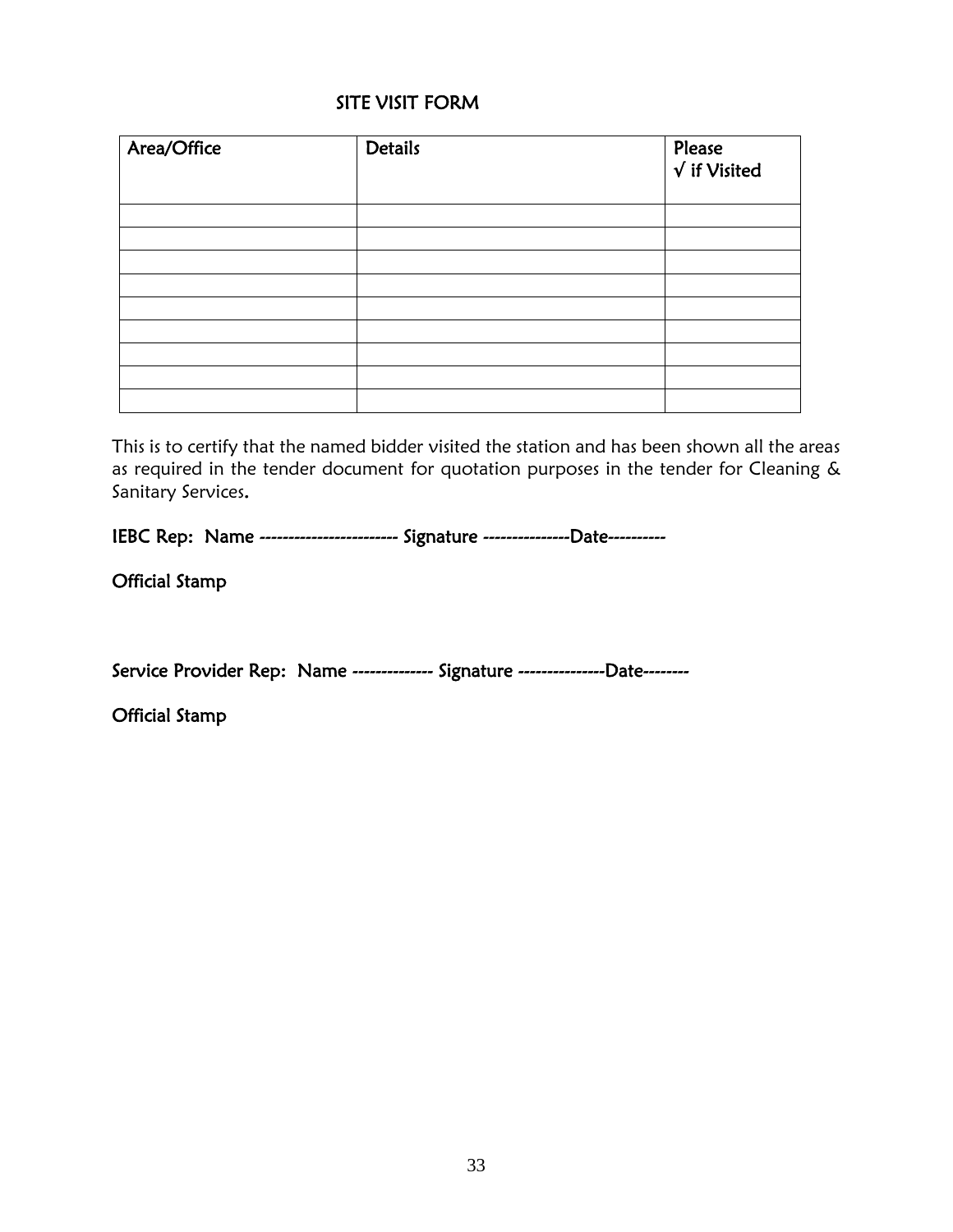## SITE VISIT FORM

| Area/Office | Details | Please √ if Visited |
| --- | --- | --- |
| | | |
| | | |
| | | |
| | | |
| | | |
| | | |
| | | |
| | | |
| | | |

This is to certify that the named bidder visited the station and has been shown all the areas as required in the tender document for quotation purposes in the tender for Cleaning & Sanitary Services.

**IEBC Rep: Name ------------------------ Signature ---------------Date----------**

**Official Stamp**

**Service Provider Rep: Name -------------- Signature ---------------Date--------**

**Official Stamp**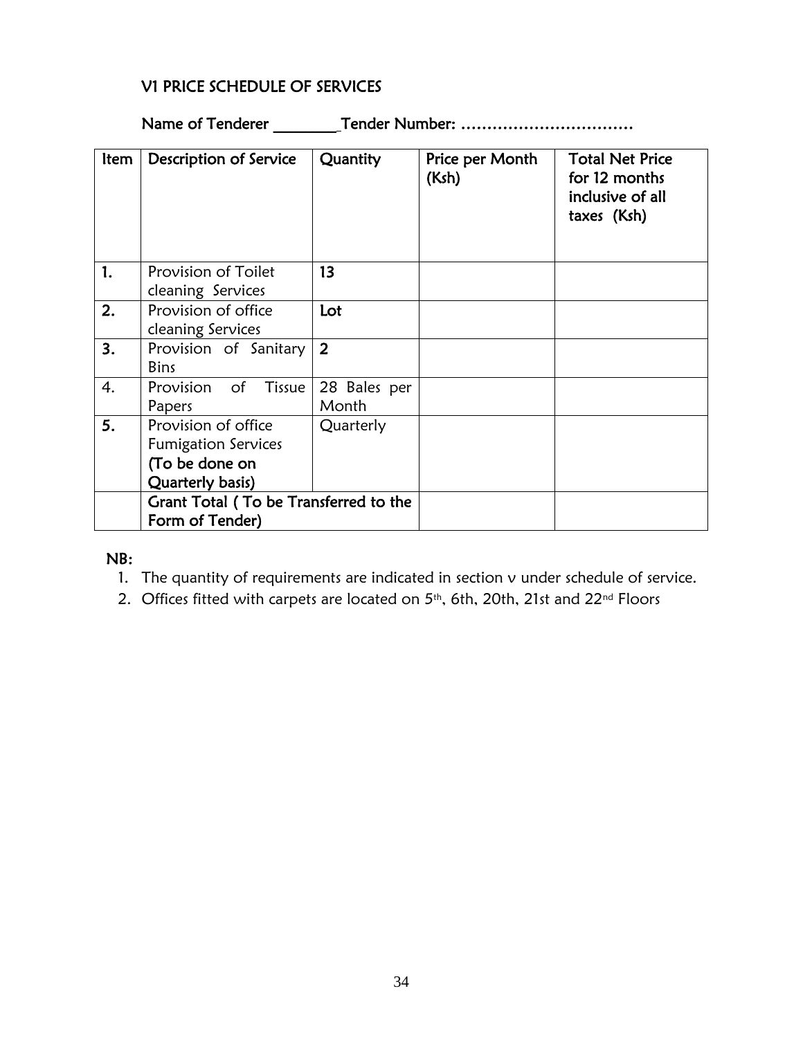## V1 PRICE SCHEDULE OF SERVICES

**Name of Tenderer \_\_\_\_\_\_\_\_ Tender Number: ……………………………**

| Item | Description of Service | Quantity | Price per Month (Ksh) | Total Net Price for 12 months inclusive of all taxes (Ksh) |
|---|---|---|---|---|
| **1.** | Provision of Toilet cleaning Services | **13** | | |
| **2.** | Provision of office cleaning Services | **Lot** | | |
| **3.** | Provision of Sanitary Bins | **2** | | |
| 4. | Provision of Tissue Papers | 28 Bales per Month | | |
| **5.** | Provision of office Fumigation Services **(To be done on Quarterly basis)** | Quarterly | | |
| | **Grant Total ( To be Transferred to the Form of Tender)** | | | |

**NB:**

1. The quantity of requirements are indicated in section v under schedule of service.
2. Offices fitted with carpets are located on 5th, 6th, 20th, 21st and 22nd Floors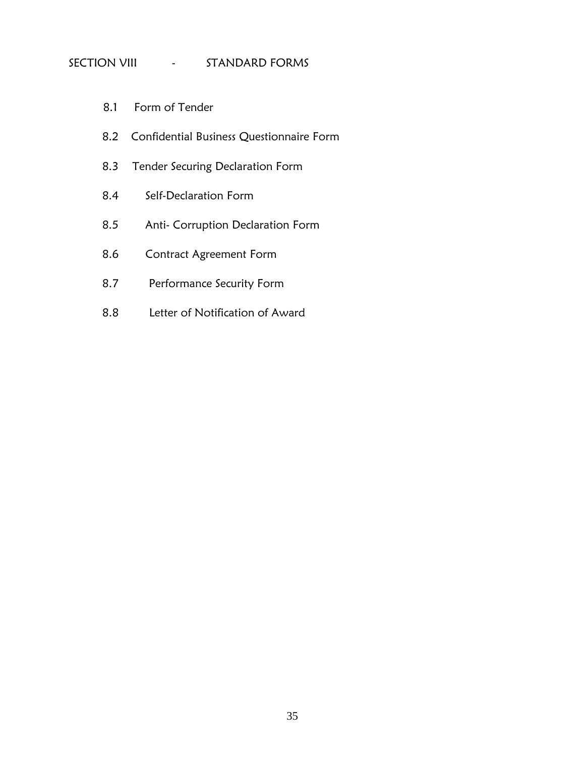## SECTION VIII - STANDARD FORMS

8.1 Form of Tender

8.2 Confidential Business Questionnaire Form

8.3 Tender Securing Declaration Form

8.4 Self-Declaration Form

8.5 Anti- Corruption Declaration Form

8.6 Contract Agreement Form

8.7 Performance Security Form

8.8 Letter of Notification of Award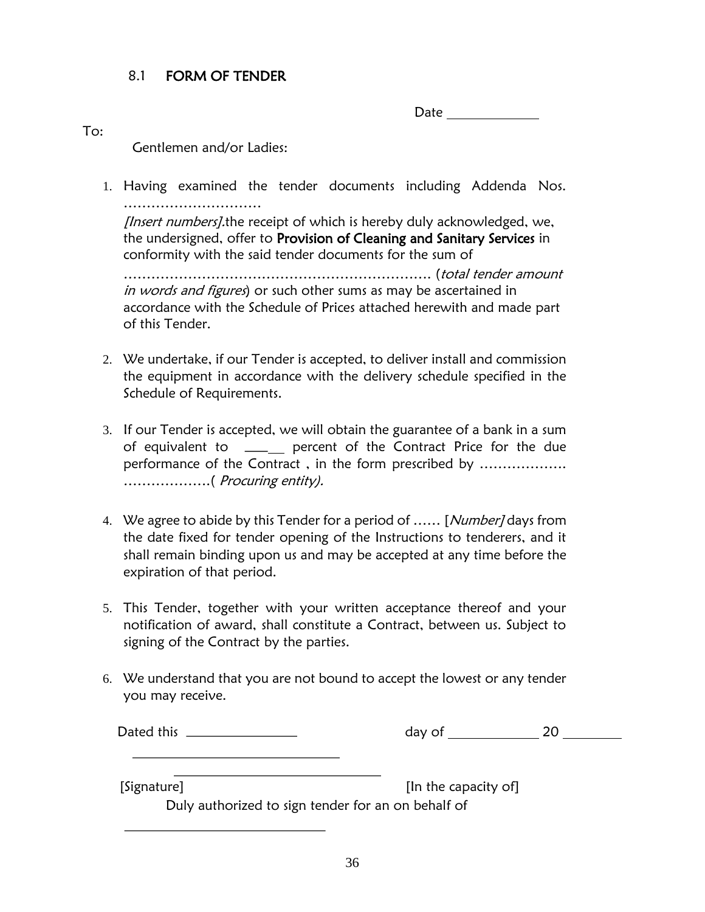## 8.1 FORM OF TENDER

Date \_\_\_\_\_\_\_\_\_\_\_\_\_

To:

Gentlemen and/or Ladies:

1. Having examined the tender documents including Addenda Nos. ………………………… *[Insert numbers]*.the receipt of which is hereby duly acknowledged, we, the undersigned, offer to **Provision of Cleaning and Sanitary Services** in conformity with the said tender documents for the sum of ……………………………………………………………. (*total tender amount in words and figures*) or such other sums as may be ascertained in accordance with the Schedule of Prices attached herewith and made part of this Tender.

2. We undertake, if our Tender is accepted, to deliver install and commission the equipment in accordance with the delivery schedule specified in the Schedule of Requirements.

3. If our Tender is accepted, we will obtain the guarantee of a bank in a sum of equivalent to \_\_\_\_\_\_ percent of the Contract Price for the due performance of the Contract , in the form prescribed by ………………. ……………….( *Procuring entity).*

4. We agree to abide by this Tender for a period of …… [*Number]* days from the date fixed for tender opening of the Instructions to tenderers, and it shall remain binding upon us and may be accepted at any time before the expiration of that period.

5. This Tender, together with your written acceptance thereof and your notification of award, shall constitute a Contract, between us. Subject to signing of the Contract by the parties.

6. We understand that you are not bound to accept the lowest or any tender you may receive.

Dated this \_\_\_\_\_\_\_\_\_\_\_\_\_\_\_\_ day of \_\_\_\_\_\_\_\_\_\_\_\_\_ 20 \_\_\_\_\_\_\_\_

\_\_\_\_\_\_\_\_\_\_\_\_\_\_\_\_\_\_\_\_\_\_\_\_\_\_\_\_\_\_

\_\_\_\_\_\_\_\_\_\_\_\_\_\_\_\_\_\_\_\_\_\_\_\_\_\_\_\_\_\_

[Signature] [In the capacity of]

Duly authorized to sign tender for an on behalf of

\_\_\_\_\_\_\_\_\_\_\_\_\_\_\_\_\_\_\_\_\_\_\_\_\_\_\_\_\_\_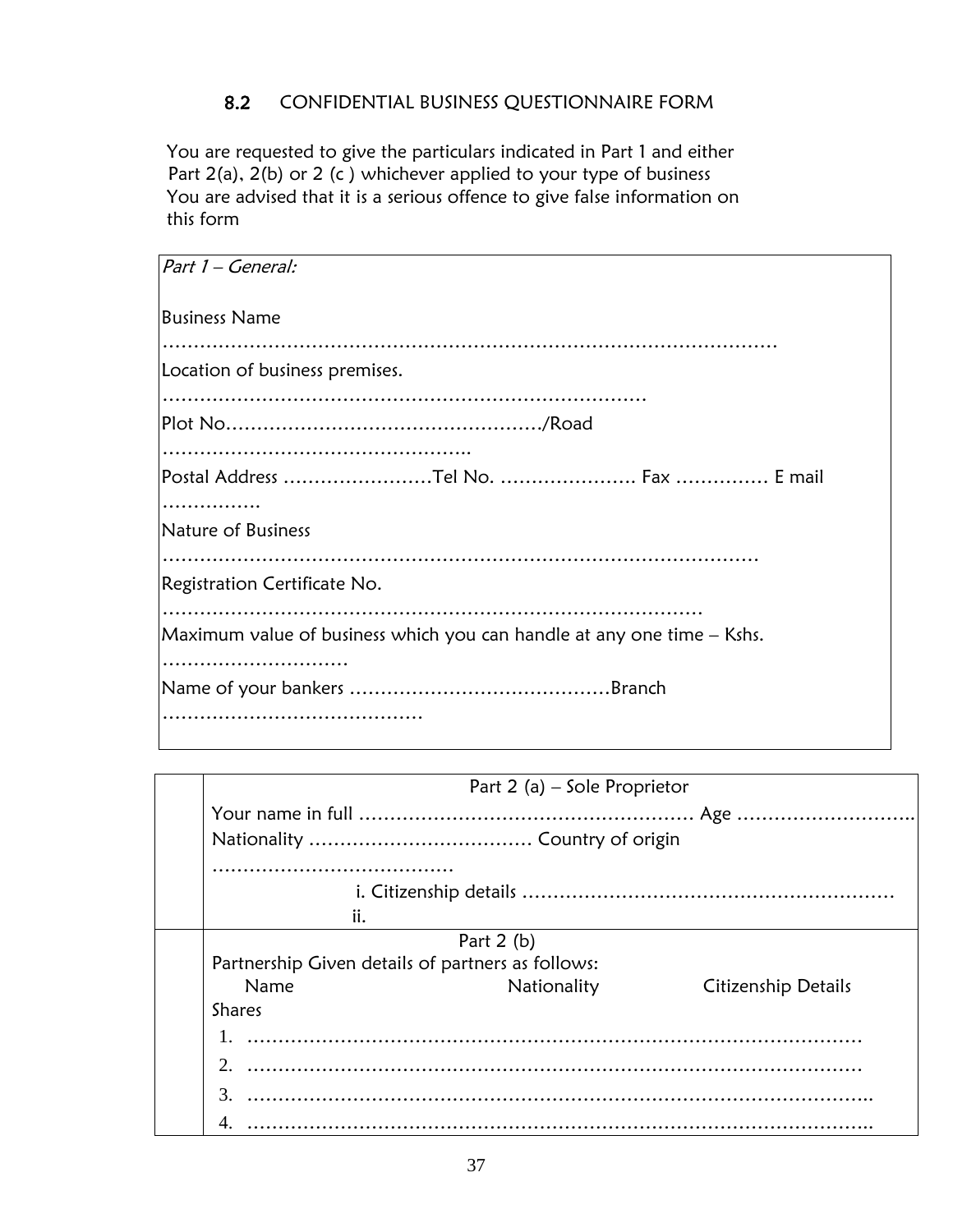## 8.2 CONFIDENTIAL BUSINESS QUESTIONNAIRE FORM

You are requested to give the particulars indicated in Part 1 and either Part 2(a), 2(b) or 2 (c ) whichever applied to your type of business You are advised that it is a serious offence to give false information on this form

*Part 1 – General:*

Business Name

……………………………………………………………………………………………

Location of business premises.

……………………………………………………………………

Plot No……………………………………………/Road

…………………………………………..

Postal Address ……………………Tel No. …………………. Fax …………… E mail …………….

Nature of Business

……………………………………………………………………………………………

Registration Certificate No.

……………………………………………………………………………………

Maximum value of business which you can handle at any one time – Kshs. …………………………

Name of your bankers ……………………………………Branch ……………………………………

| | Part 2 (a) – Sole Proprietor<br>Your name in full ……………………………………………… Age ………………………..<br>Nationality ……………………………… Country of origin …………………………………<br>i. Citizenship details ……………………………………………………<br>ii. |
|---|---|
| | Part 2 (b)<br>Partnership Given details of partners as follows:<br>Name Nationality Citizenship Details<br>Shares<br>1. ………………………………………………………………………………………<br>2. ………………………………………………………………………………………<br>3. ………………………………………………………………………………………..<br>4. ……………………………………………………………………………………….. |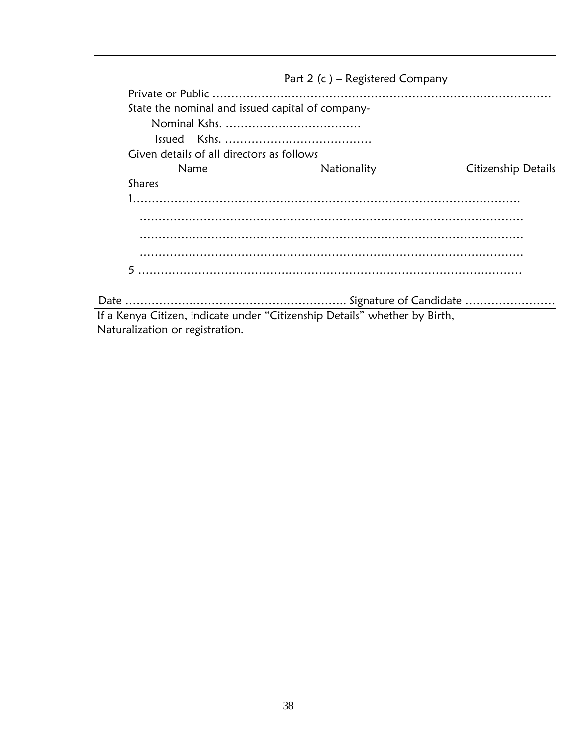| | |
|---|---|
| | |
| | Part 2 (c ) – Registered Company<br>Private or Public …………………………………………………………………………………<br>State the nominal and issued capital of company-<br>Nominal Kshs. ………………………………<br>Issued Kshs. …………………………………<br>Given details of all directors as follows<br>Name Nationality Citizenship Details<br>Shares<br>1……………………………………………………………………………………….<br>………………………………………………………………………………………<br>………………………………………………………………………………………<br>………………………………………………………………………………………<br>5 ………………………………………………………………………………………… |
| Date ………………………………………………….. Signature of Candidate …………………… | |

If a Kenya Citizen, indicate under "Citizenship Details" whether by Birth, Naturalization or registration.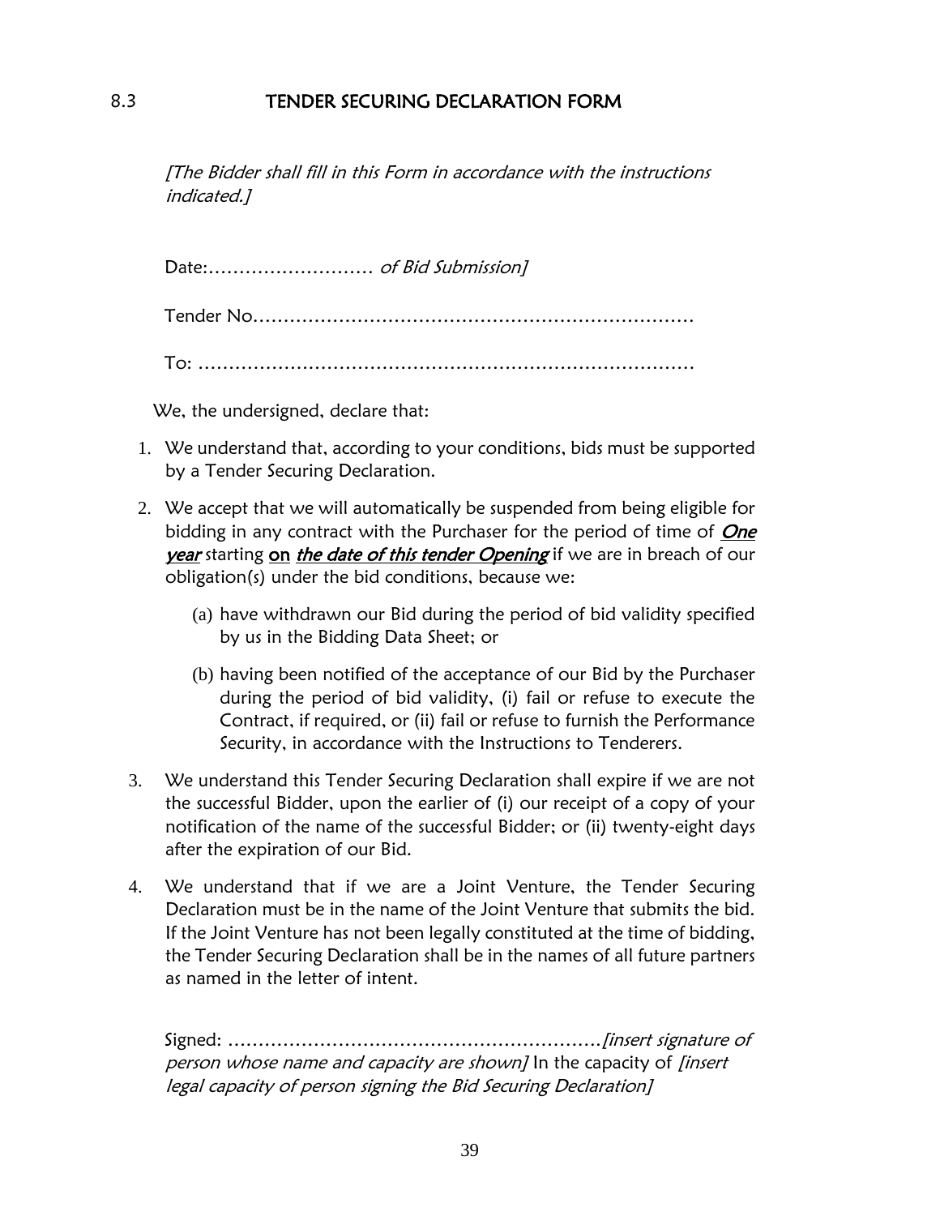## 8.3 TENDER SECURING DECLARATION FORM

*[The Bidder shall fill in this Form in accordance with the instructions indicated.]*

Date:……………………… *of Bid Submission]*

Tender No………………………………………………………………

To: ………………………………………………………………………

We, the undersigned, declare that:

1. We understand that, according to your conditions, bids must be supported by a Tender Securing Declaration.
2. We accept that we will automatically be suspended from being eligible for bidding in any contract with the Purchaser for the period of time of ***<u>One year</u>*** starting **<u>on</u>** ***<u>the date of this tender Opening</u>*** if we are in breach of our obligation(s) under the bid conditions, because we:
   (a) have withdrawn our Bid during the period of bid validity specified by us in the Bidding Data Sheet; or
   (b) having been notified of the acceptance of our Bid by the Purchaser during the period of bid validity, (i) fail or refuse to execute the Contract, if required, or (ii) fail or refuse to furnish the Performance Security, in accordance with the Instructions to Tenderers.
3. We understand this Tender Securing Declaration shall expire if we are not the successful Bidder, upon the earlier of (i) our receipt of a copy of your notification of the name of the successful Bidder; or (ii) twenty-eight days after the expiration of our Bid.
4. We understand that if we are a Joint Venture, the Tender Securing Declaration must be in the name of the Joint Venture that submits the bid. If the Joint Venture has not been legally constituted at the time of bidding, the Tender Securing Declaration shall be in the names of all future partners as named in the letter of intent.

Signed: ……………………………………………………*[insert signature of person whose name and capacity are shown]* In the capacity of *[insert legal capacity of person signing the Bid Securing Declaration]*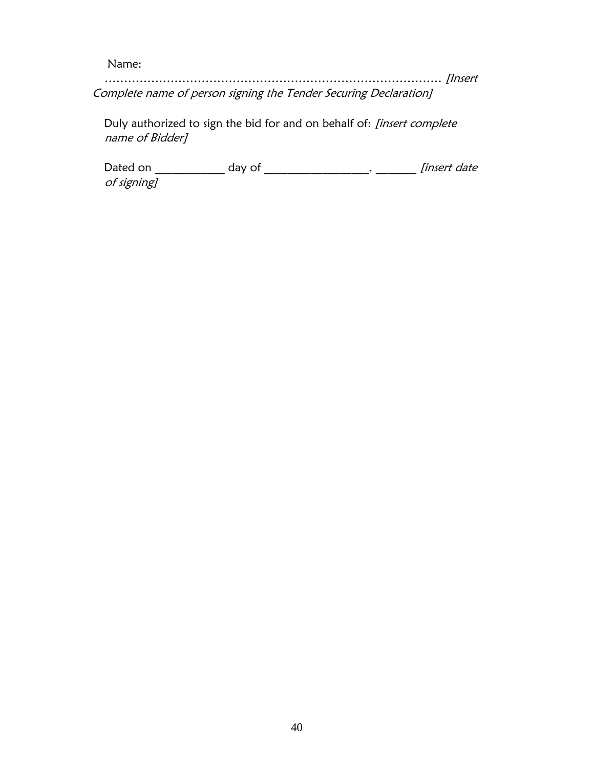Name:

……………………………………………………………………………… *[Insert Complete name of person signing the Tender Securing Declaration]*

Duly authorized to sign the bid for and on behalf of: *[insert complete name of Bidder]*

Dated on ___________ day of _________________, _______ *[insert date of signing]*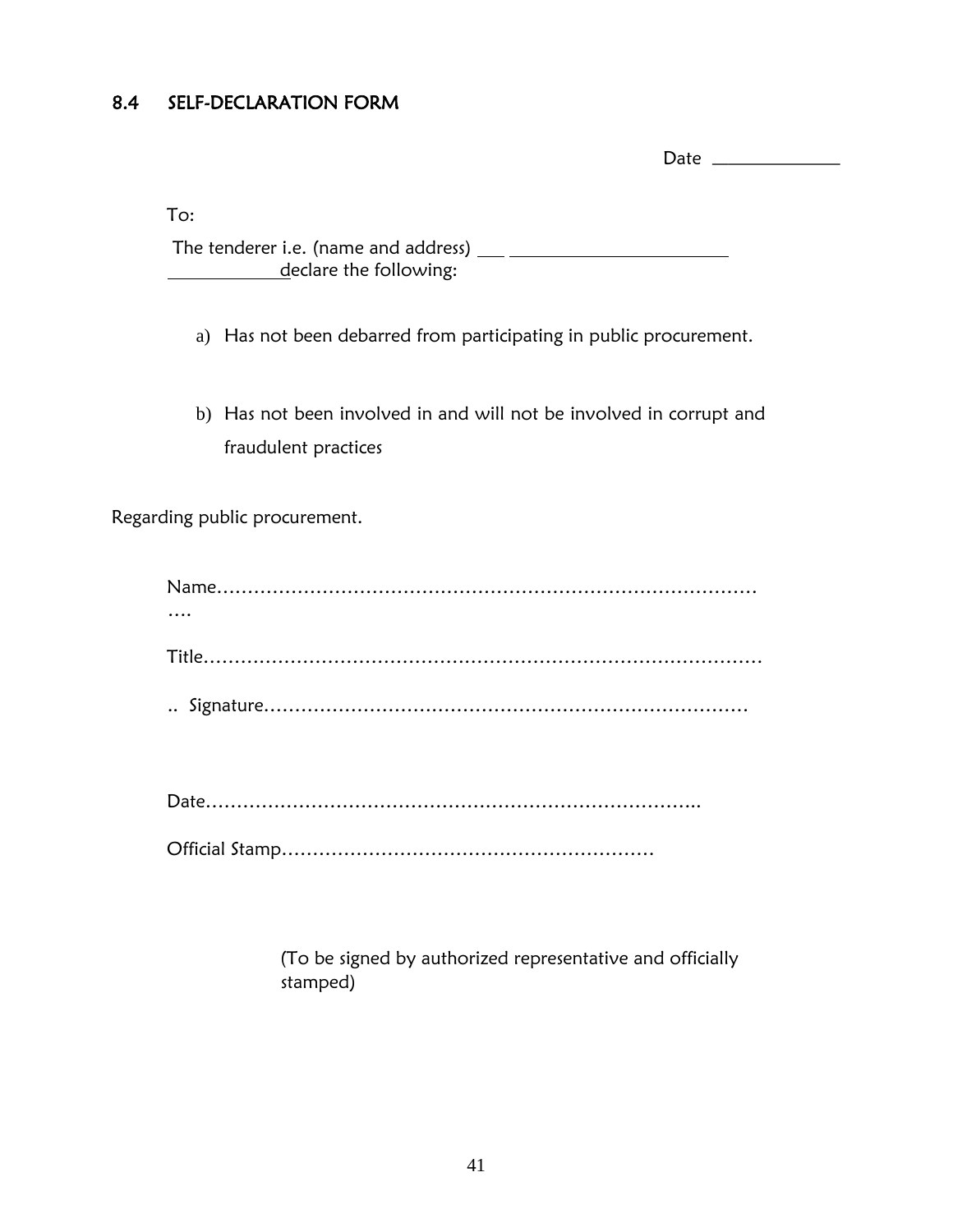## 8.4 SELF-DECLARATION FORM

Date ______________

To:

The tenderer i.e. (name and address) ___ ________________________
____________declare the following:

a) Has not been debarred from participating in public procurement.

b) Has not been involved in and will not be involved in corrupt and fraudulent practices

Regarding public procurement.

Name………………………………………………………………………………….

Title………………………………………………………………………………

.. Signature……………………………………………………………………

Date……………………………………………………………………..

Official Stamp……………………………………………………

(To be signed by authorized representative and officially stamped)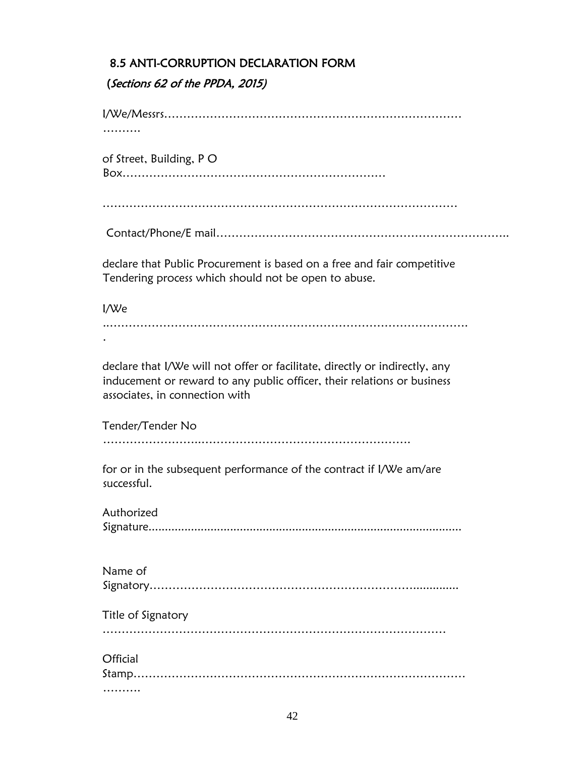## 8.5 ANTI-CORRUPTION DECLARATION FORM

*(Sections 62 of the PPDA, 2015)*

I/We/Messrs………………………………………………………………………
……….

of Street, Building, P O Box……………………………………………………………

…………………………………………………………………………………

Contact/Phone/E mail…………………………………………………………………..

declare that Public Procurement is based on a free and fair competitive Tendering process which should not be open to abuse.

I/We
………………………………………………………………………………………
.

declare that I/We will not offer or facilitate, directly or indirectly, any inducement or reward to any public officer, their relations or business associates, in connection with

Tender/Tender No
………………………………………………………………………

for or in the subsequent performance of the contract if I/We am/are successful.

Authorized Signature...............................................................................................

Name of Signatory……………………………………………………………...........

Title of Signatory
…………………………………………………………………………………

Official Stamp………………………………………………………………………………
……….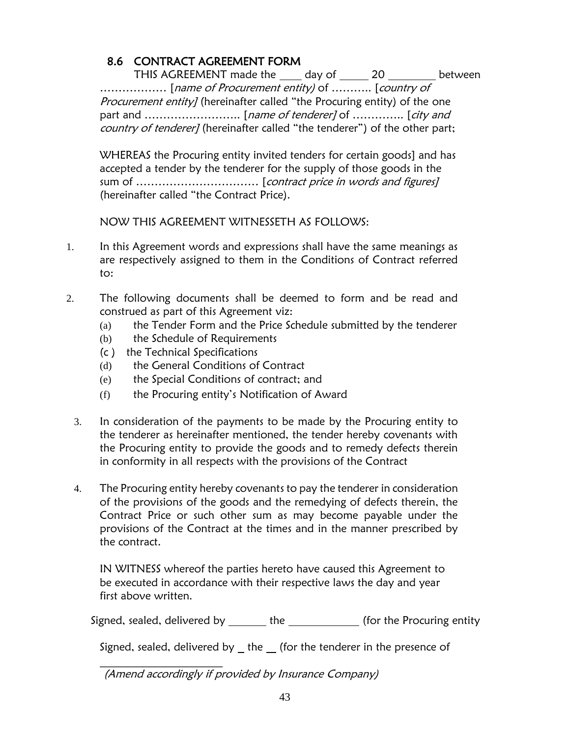## 8.6 CONTRACT AGREEMENT FORM

THIS AGREEMENT made the ____ day of _____ 20 ________ between ……………… [*name of Procurement entity)* of ……….. [*country of Procurement entity]* (hereinafter called "the Procuring entity) of the one part and …………………….. [*name of tenderer]* of ………….. [*city and country of tenderer]* (hereinafter called "the tenderer") of the other part;

WHEREAS the Procuring entity invited tenders for certain goods] and has accepted a tender by the tenderer for the supply of those goods in the sum of …………………………… [*contract price in words and figures]* (hereinafter called "the Contract Price).

NOW THIS AGREEMENT WITNESSETH AS FOLLOWS:

1. In this Agreement words and expressions shall have the same meanings as are respectively assigned to them in the Conditions of Contract referred to:

2. The following documents shall be deemed to form and be read and construed as part of this Agreement viz:
   - (a) the Tender Form and the Price Schedule submitted by the tenderer
   - (b) the Schedule of Requirements
   - (c ) the Technical Specifications
   - (d) the General Conditions of Contract
   - (e) the Special Conditions of contract; and
   - (f) the Procuring entity's Notification of Award

3. In consideration of the payments to be made by the Procuring entity to the tenderer as hereinafter mentioned, the tender hereby covenants with the Procuring entity to provide the goods and to remedy defects therein in conformity in all respects with the provisions of the Contract

4. The Procuring entity hereby covenants to pay the tenderer in consideration of the provisions of the goods and the remedying of defects therein, the Contract Price or such other sum as may become payable under the provisions of the Contract at the times and in the manner prescribed by the contract.

IN WITNESS whereof the parties hereto have caused this Agreement to be executed in accordance with their respective laws the day and year first above written.

Signed, sealed, delivered by _______ the _____________ (for the Procuring entity

Signed, sealed, delivered by _ the __ (for the tenderer in the presence of

_______________________

*(Amend accordingly if provided by Insurance Company)*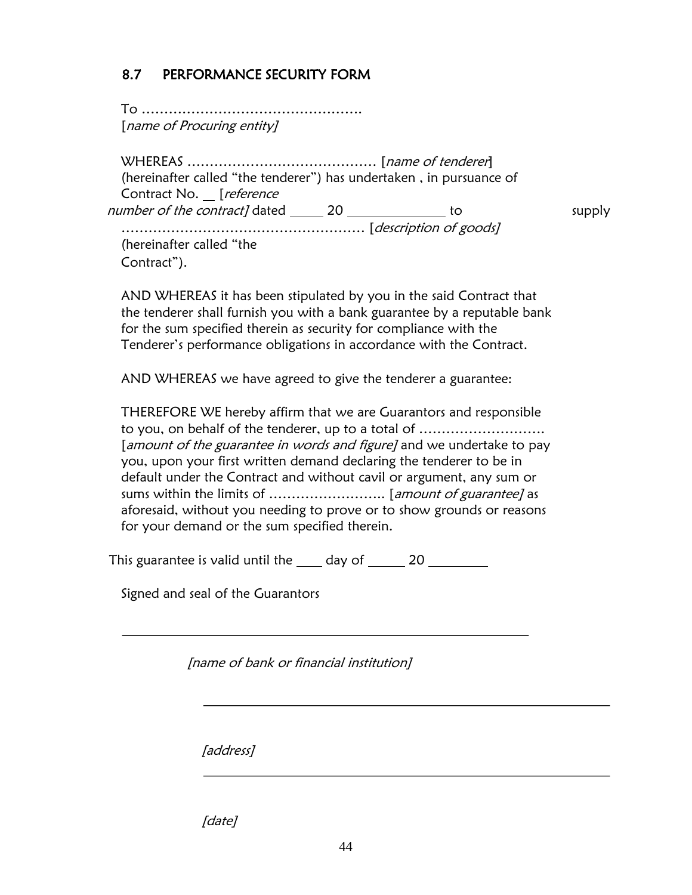## 8.7 PERFORMANCE SECURITY FORM

To …………………………………………..
[*name of Procuring entity]*

WHEREAS …………………………………… [*name of tenderer*]
(hereinafter called "the tenderer") has undertaken , in pursuance of Contract No. __ [*reference number of the contract]* dated _____ 20 ______________ to supply ……………………………………………… [*description of goods]* (hereinafter called "the Contract").

AND WHEREAS it has been stipulated by you in the said Contract that the tenderer shall furnish you with a bank guarantee by a reputable bank for the sum specified therein as security for compliance with the Tenderer's performance obligations in accordance with the Contract.

AND WHEREAS we have agreed to give the tenderer a guarantee:

THEREFORE WE hereby affirm that we are Guarantors and responsible to you, on behalf of the tenderer, up to a total of ……………………….
[*amount of the guarantee in words and figure]* and we undertake to pay you, upon your first written demand declaring the tenderer to be in default under the Contract and without cavil or argument, any sum or sums within the limits of …………………….. [*amount of guarantee]* as aforesaid, without you needing to prove or to show grounds or reasons for your demand or the sum specified therein.

This guarantee is valid until the ____ day of _____ 20 ________

Signed and seal of the Guarantors

_______________________________________________________

*[name of bank or financial institution]*

_______________________________________________________

*[address]*

_______________________________________________________

*[date]*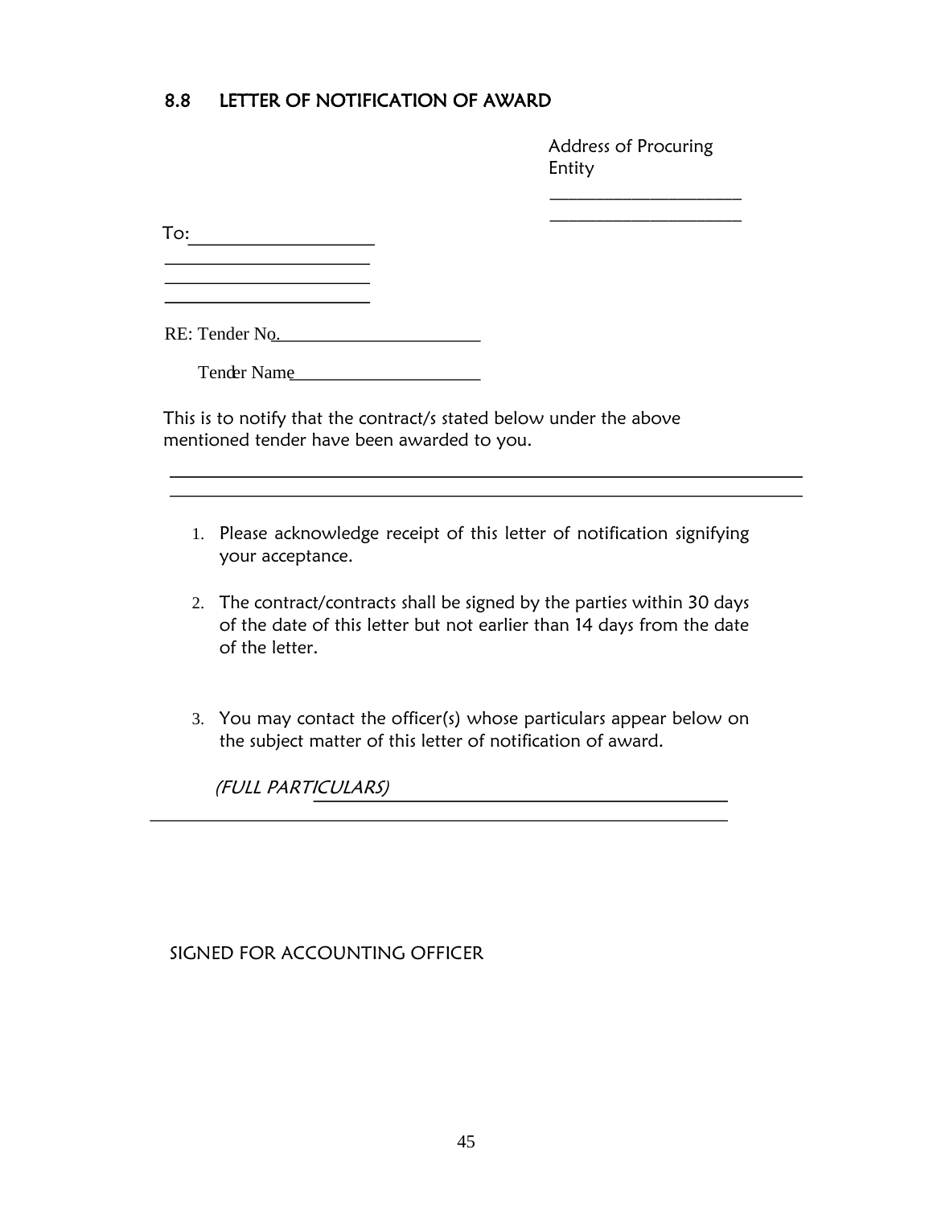## 8.8 LETTER OF NOTIFICATION OF AWARD

Address of Procuring Entity

_____________________

_____________________

To:___________________

_____________________

_____________________

_____________________

RE: Tender No.______________________

Tender Name_____________________

This is to notify that the contract/s stated below under the above mentioned tender have been awarded to you.

______________________________________________________________________

______________________________________________________________________

1. Please acknowledge receipt of this letter of notification signifying your acceptance.

2. The contract/contracts shall be signed by the parties within 30 days of the date of this letter but not earlier than 14 days from the date of the letter.

3. You may contact the officer(s) whose particulars appear below on the subject matter of this letter of notification of award.

*(FULL PARTICULARS)* ____________________________________

______________________________________________________________

SIGNED FOR ACCOUNTING OFFICER